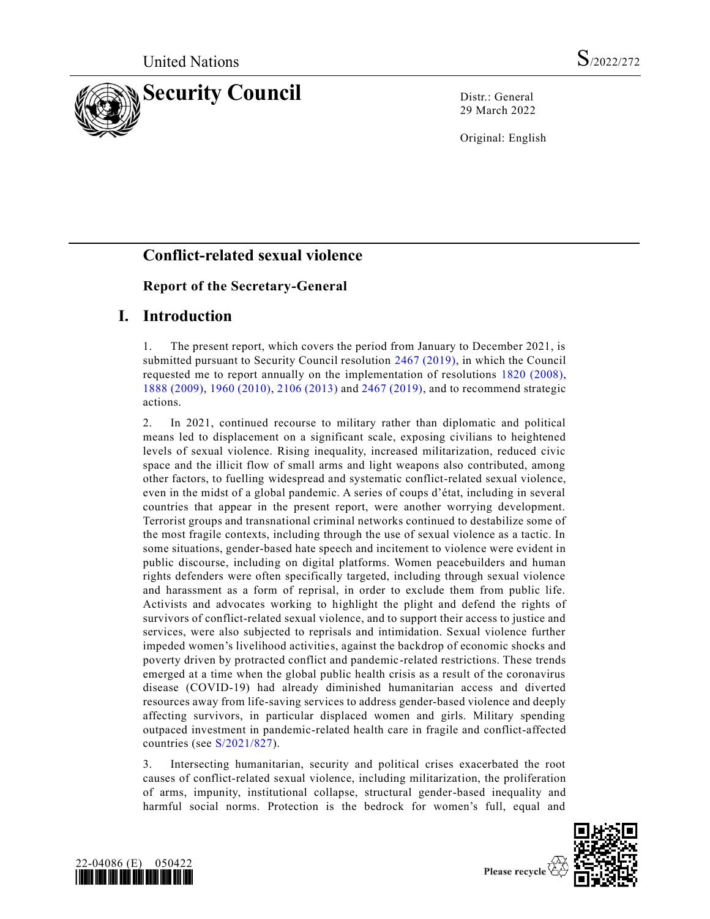United Nations S/2022/272

# Security Council

Distr.: General
29 March 2022

Original: English

## Conflict-related sexual violence

### Report of the Secretary-General

## I. Introduction

1. The present report, which covers the period from January to December 2021, is submitted pursuant to Security Council resolution 2467 (2019), in which the Council requested me to report annually on the implementation of resolutions 1820 (2008), 1888 (2009), 1960 (2010), 2106 (2013) and 2467 (2019), and to recommend strategic actions.

2. In 2021, continued recourse to military rather than diplomatic and political means led to displacement on a significant scale, exposing civilians to heightened levels of sexual violence. Rising inequality, increased militarization, reduced civic space and the illicit flow of small arms and light weapons also contributed, among other factors, to fuelling widespread and systematic conflict-related sexual violence, even in the midst of a global pandemic. A series of coups d'état, including in several countries that appear in the present report, were another worrying development. Terrorist groups and transnational criminal networks continued to destabilize some of the most fragile contexts, including through the use of sexual violence as a tactic. In some situations, gender-based hate speech and incitement to violence were evident in public discourse, including on digital platforms. Women peacebuilders and human rights defenders were often specifically targeted, including through sexual violence and harassment as a form of reprisal, in order to exclude them from public life. Activists and advocates working to highlight the plight and defend the rights of survivors of conflict-related sexual violence, and to support their access to justice and services, were also subjected to reprisals and intimidation. Sexual violence further impeded women's livelihood activities, against the backdrop of economic shocks and poverty driven by protracted conflict and pandemic-related restrictions. These trends emerged at a time when the global public health crisis as a result of the coronavirus disease (COVID-19) had already diminished humanitarian access and diverted resources away from life-saving services to address gender-based violence and deeply affecting survivors, in particular displaced women and girls. Military spending outpaced investment in pandemic-related health care in fragile and conflict-affected countries (see S/2021/827).

3. Intersecting humanitarian, security and political crises exacerbated the root causes of conflict-related sexual violence, including militarization, the proliferation of arms, impunity, institutional collapse, structural gender-based inequality and harmful social norms. Protection is the bedrock for women's full, equal and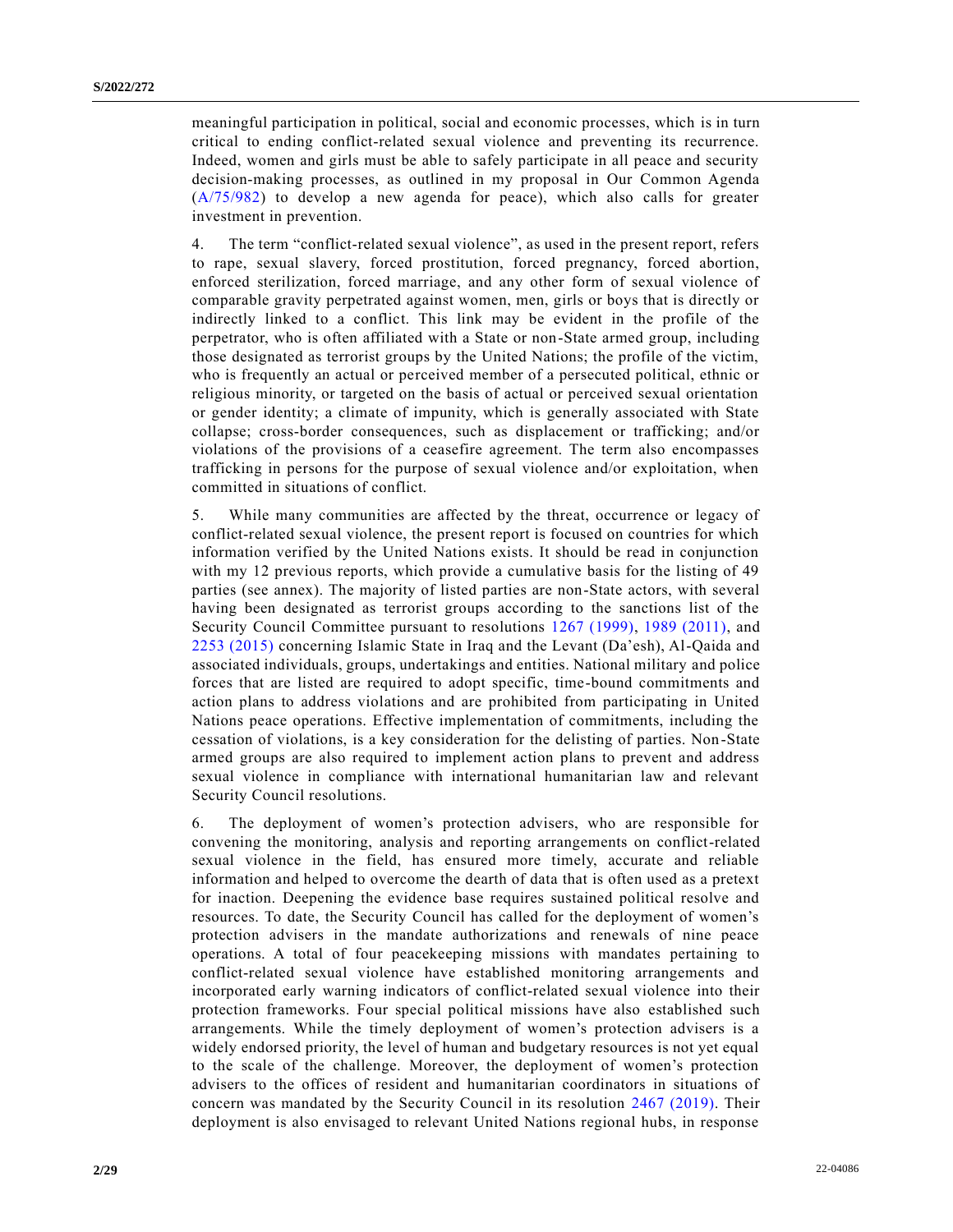meaningful participation in political, social and economic processes, which is in turn critical to ending conflict-related sexual violence and preventing its recurrence. Indeed, women and girls must be able to safely participate in all peace and security decision-making processes, as outlined in my proposal in Our Common Agenda (A/75/982) to develop a new agenda for peace), which also calls for greater investment in prevention.

4. The term "conflict-related sexual violence", as used in the present report, refers to rape, sexual slavery, forced prostitution, forced pregnancy, forced abortion, enforced sterilization, forced marriage, and any other form of sexual violence of comparable gravity perpetrated against women, men, girls or boys that is directly or indirectly linked to a conflict. This link may be evident in the profile of the perpetrator, who is often affiliated with a State or non-State armed group, including those designated as terrorist groups by the United Nations; the profile of the victim, who is frequently an actual or perceived member of a persecuted political, ethnic or religious minority, or targeted on the basis of actual or perceived sexual orientation or gender identity; a climate of impunity, which is generally associated with State collapse; cross-border consequences, such as displacement or trafficking; and/or violations of the provisions of a ceasefire agreement. The term also encompasses trafficking in persons for the purpose of sexual violence and/or exploitation, when committed in situations of conflict.

5. While many communities are affected by the threat, occurrence or legacy of conflict-related sexual violence, the present report is focused on countries for which information verified by the United Nations exists. It should be read in conjunction with my 12 previous reports, which provide a cumulative basis for the listing of 49 parties (see annex). The majority of listed parties are non-State actors, with several having been designated as terrorist groups according to the sanctions list of the Security Council Committee pursuant to resolutions 1267 (1999), 1989 (2011), and 2253 (2015) concerning Islamic State in Iraq and the Levant (Da'esh), Al-Qaida and associated individuals, groups, undertakings and entities. National military and police forces that are listed are required to adopt specific, time-bound commitments and action plans to address violations and are prohibited from participating in United Nations peace operations. Effective implementation of commitments, including the cessation of violations, is a key consideration for the delisting of parties. Non-State armed groups are also required to implement action plans to prevent and address sexual violence in compliance with international humanitarian law and relevant Security Council resolutions.

6. The deployment of women's protection advisers, who are responsible for convening the monitoring, analysis and reporting arrangements on conflict-related sexual violence in the field, has ensured more timely, accurate and reliable information and helped to overcome the dearth of data that is often used as a pretext for inaction. Deepening the evidence base requires sustained political resolve and resources. To date, the Security Council has called for the deployment of women's protection advisers in the mandate authorizations and renewals of nine peace operations. A total of four peacekeeping missions with mandates pertaining to conflict-related sexual violence have established monitoring arrangements and incorporated early warning indicators of conflict-related sexual violence into their protection frameworks. Four special political missions have also established such arrangements. While the timely deployment of women's protection advisers is a widely endorsed priority, the level of human and budgetary resources is not yet equal to the scale of the challenge. Moreover, the deployment of women's protection advisers to the offices of resident and humanitarian coordinators in situations of concern was mandated by the Security Council in its resolution 2467 (2019). Their deployment is also envisaged to relevant United Nations regional hubs, in response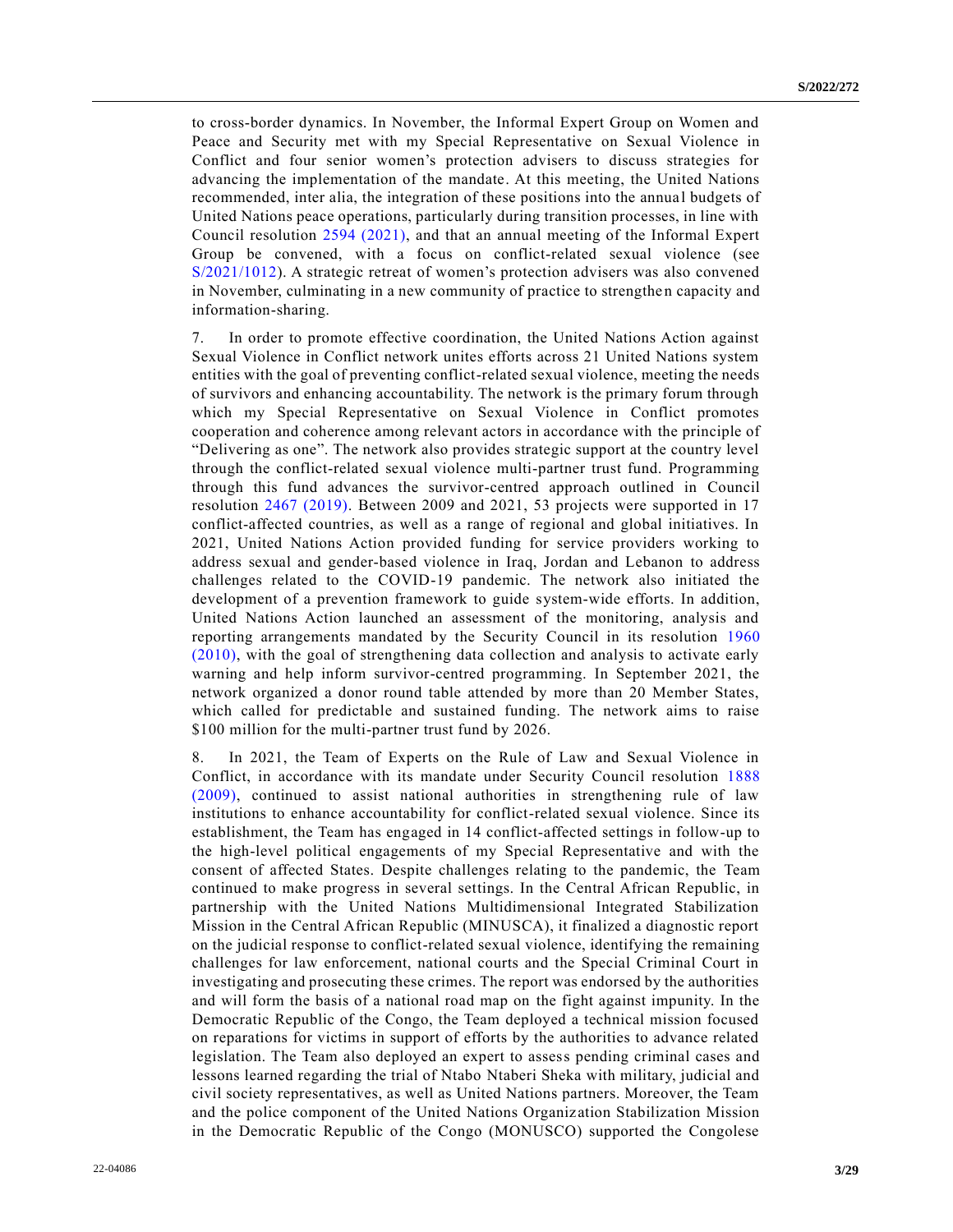to cross-border dynamics. In November, the Informal Expert Group on Women and Peace and Security met with my Special Representative on Sexual Violence in Conflict and four senior women's protection advisers to discuss strategies for advancing the implementation of the mandate. At this meeting, the United Nations recommended, inter alia, the integration of these positions into the annual budgets of United Nations peace operations, particularly during transition processes, in line with Council resolution 2594 (2021), and that an annual meeting of the Informal Expert Group be convened, with a focus on conflict-related sexual violence (see S/2021/1012). A strategic retreat of women's protection advisers was also convened in November, culminating in a new community of practice to strengthen capacity and information-sharing.

7. In order to promote effective coordination, the United Nations Action against Sexual Violence in Conflict network unites efforts across 21 United Nations system entities with the goal of preventing conflict-related sexual violence, meeting the needs of survivors and enhancing accountability. The network is the primary forum through which my Special Representative on Sexual Violence in Conflict promotes cooperation and coherence among relevant actors in accordance with the principle of "Delivering as one". The network also provides strategic support at the country level through the conflict-related sexual violence multi-partner trust fund. Programming through this fund advances the survivor-centred approach outlined in Council resolution 2467 (2019). Between 2009 and 2021, 53 projects were supported in 17 conflict-affected countries, as well as a range of regional and global initiatives. In 2021, United Nations Action provided funding for service providers working to address sexual and gender-based violence in Iraq, Jordan and Lebanon to address challenges related to the COVID-19 pandemic. The network also initiated the development of a prevention framework to guide system-wide efforts. In addition, United Nations Action launched an assessment of the monitoring, analysis and reporting arrangements mandated by the Security Council in its resolution 1960 (2010), with the goal of strengthening data collection and analysis to activate early warning and help inform survivor-centred programming. In September 2021, the network organized a donor round table attended by more than 20 Member States, which called for predictable and sustained funding. The network aims to raise $100 million for the multi-partner trust fund by 2026.

8. In 2021, the Team of Experts on the Rule of Law and Sexual Violence in Conflict, in accordance with its mandate under Security Council resolution 1888 (2009), continued to assist national authorities in strengthening rule of law institutions to enhance accountability for conflict-related sexual violence. Since its establishment, the Team has engaged in 14 conflict-affected settings in follow-up to the high-level political engagements of my Special Representative and with the consent of affected States. Despite challenges relating to the pandemic, the Team continued to make progress in several settings. In the Central African Republic, in partnership with the United Nations Multidimensional Integrated Stabilization Mission in the Central African Republic (MINUSCA), it finalized a diagnostic report on the judicial response to conflict-related sexual violence, identifying the remaining challenges for law enforcement, national courts and the Special Criminal Court in investigating and prosecuting these crimes. The report was endorsed by the authorities and will form the basis of a national road map on the fight against impunity. In the Democratic Republic of the Congo, the Team deployed a technical mission focused on reparations for victims in support of efforts by the authorities to advance related legislation. The Team also deployed an expert to assess pending criminal cases and lessons learned regarding the trial of Ntabo Ntaberi Sheka with military, judicial and civil society representatives, as well as United Nations partners. Moreover, the Team and the police component of the United Nations Organization Stabilization Mission in the Democratic Republic of the Congo (MONUSCO) supported the Congolese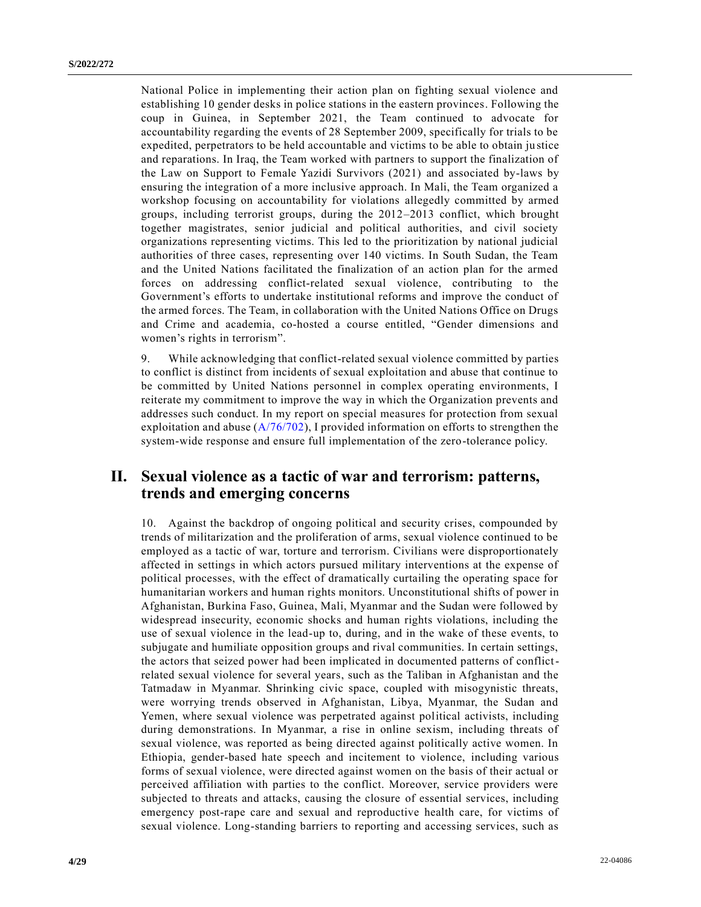National Police in implementing their action plan on fighting sexual violence and establishing 10 gender desks in police stations in the eastern provinces. Following the coup in Guinea, in September 2021, the Team continued to advocate for accountability regarding the events of 28 September 2009, specifically for trials to be expedited, perpetrators to be held accountable and victims to be able to obtain justice and reparations. In Iraq, the Team worked with partners to support the finalization of the Law on Support to Female Yazidi Survivors (2021) and associated by-laws by ensuring the integration of a more inclusive approach. In Mali, the Team organized a workshop focusing on accountability for violations allegedly committed by armed groups, including terrorist groups, during the 2012–2013 conflict, which brought together magistrates, senior judicial and political authorities, and civil society organizations representing victims. This led to the prioritization by national judicial authorities of three cases, representing over 140 victims. In South Sudan, the Team and the United Nations facilitated the finalization of an action plan for the armed forces on addressing conflict-related sexual violence, contributing to the Government's efforts to undertake institutional reforms and improve the conduct of the armed forces. The Team, in collaboration with the United Nations Office on Drugs and Crime and academia, co-hosted a course entitled, "Gender dimensions and women's rights in terrorism".

9. While acknowledging that conflict-related sexual violence committed by parties to conflict is distinct from incidents of sexual exploitation and abuse that continue to be committed by United Nations personnel in complex operating environments, I reiterate my commitment to improve the way in which the Organization prevents and addresses such conduct. In my report on special measures for protection from sexual exploitation and abuse (A/76/702), I provided information on efforts to strengthen the system-wide response and ensure full implementation of the zero-tolerance policy.

## II. Sexual violence as a tactic of war and terrorism: patterns, trends and emerging concerns

10. Against the backdrop of ongoing political and security crises, compounded by trends of militarization and the proliferation of arms, sexual violence continued to be employed as a tactic of war, torture and terrorism. Civilians were disproportionately affected in settings in which actors pursued military interventions at the expense of political processes, with the effect of dramatically curtailing the operating space for humanitarian workers and human rights monitors. Unconstitutional shifts of power in Afghanistan, Burkina Faso, Guinea, Mali, Myanmar and the Sudan were followed by widespread insecurity, economic shocks and human rights violations, including the use of sexual violence in the lead-up to, during, and in the wake of these events, to subjugate and humiliate opposition groups and rival communities. In certain settings, the actors that seized power had been implicated in documented patterns of conflict-related sexual violence for several years, such as the Taliban in Afghanistan and the Tatmadaw in Myanmar. Shrinking civic space, coupled with misogynistic threats, were worrying trends observed in Afghanistan, Libya, Myanmar, the Sudan and Yemen, where sexual violence was perpetrated against political activists, including during demonstrations. In Myanmar, a rise in online sexism, including threats of sexual violence, was reported as being directed against politically active women. In Ethiopia, gender-based hate speech and incitement to violence, including various forms of sexual violence, were directed against women on the basis of their actual or perceived affiliation with parties to the conflict. Moreover, service providers were subjected to threats and attacks, causing the closure of essential services, including emergency post-rape care and sexual and reproductive health care, for victims of sexual violence. Long-standing barriers to reporting and accessing services, such as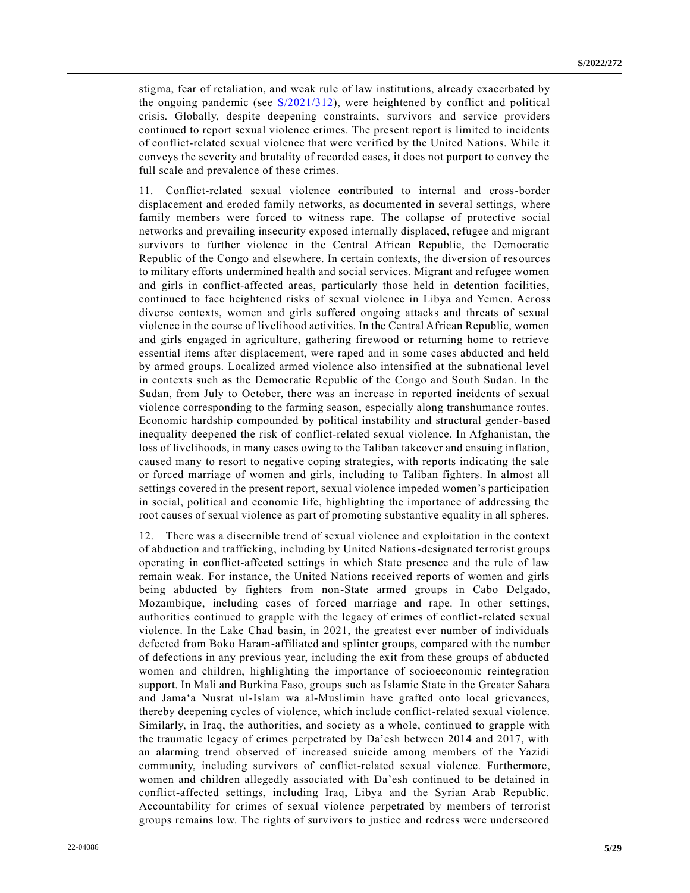stigma, fear of retaliation, and weak rule of law institutions, already exacerbated by the ongoing pandemic (see S/2021/312), were heightened by conflict and political crisis. Globally, despite deepening constraints, survivors and service providers continued to report sexual violence crimes. The present report is limited to incidents of conflict-related sexual violence that were verified by the United Nations. While it conveys the severity and brutality of recorded cases, it does not purport to convey the full scale and prevalence of these crimes.

11. Conflict-related sexual violence contributed to internal and cross-border displacement and eroded family networks, as documented in several settings, where family members were forced to witness rape. The collapse of protective social networks and prevailing insecurity exposed internally displaced, refugee and migrant survivors to further violence in the Central African Republic, the Democratic Republic of the Congo and elsewhere. In certain contexts, the diversion of resources to military efforts undermined health and social services. Migrant and refugee women and girls in conflict-affected areas, particularly those held in detention facilities, continued to face heightened risks of sexual violence in Libya and Yemen. Across diverse contexts, women and girls suffered ongoing attacks and threats of sexual violence in the course of livelihood activities. In the Central African Republic, women and girls engaged in agriculture, gathering firewood or returning home to retrieve essential items after displacement, were raped and in some cases abducted and held by armed groups. Localized armed violence also intensified at the subnational level in contexts such as the Democratic Republic of the Congo and South Sudan. In the Sudan, from July to October, there was an increase in reported incidents of sexual violence corresponding to the farming season, especially along transhumance routes. Economic hardship compounded by political instability and structural gender-based inequality deepened the risk of conflict-related sexual violence. In Afghanistan, the loss of livelihoods, in many cases owing to the Taliban takeover and ensuing inflation, caused many to resort to negative coping strategies, with reports indicating the sale or forced marriage of women and girls, including to Taliban fighters. In almost all settings covered in the present report, sexual violence impeded women's participation in social, political and economic life, highlighting the importance of addressing the root causes of sexual violence as part of promoting substantive equality in all spheres.

12. There was a discernible trend of sexual violence and exploitation in the context of abduction and trafficking, including by United Nations-designated terrorist groups operating in conflict-affected settings in which State presence and the rule of law remain weak. For instance, the United Nations received reports of women and girls being abducted by fighters from non-State armed groups in Cabo Delgado, Mozambique, including cases of forced marriage and rape. In other settings, authorities continued to grapple with the legacy of crimes of conflict-related sexual violence. In the Lake Chad basin, in 2021, the greatest ever number of individuals defected from Boko Haram-affiliated and splinter groups, compared with the number of defections in any previous year, including the exit from these groups of abducted women and children, highlighting the importance of socioeconomic reintegration support. In Mali and Burkina Faso, groups such as Islamic State in the Greater Sahara and Jama'a Nusrat ul-Islam wa al-Muslimin have grafted onto local grievances, thereby deepening cycles of violence, which include conflict-related sexual violence. Similarly, in Iraq, the authorities, and society as a whole, continued to grapple with the traumatic legacy of crimes perpetrated by Da'esh between 2014 and 2017, with an alarming trend observed of increased suicide among members of the Yazidi community, including survivors of conflict-related sexual violence. Furthermore, women and children allegedly associated with Da'esh continued to be detained in conflict-affected settings, including Iraq, Libya and the Syrian Arab Republic. Accountability for crimes of sexual violence perpetrated by members of terrorist groups remains low. The rights of survivors to justice and redress were underscored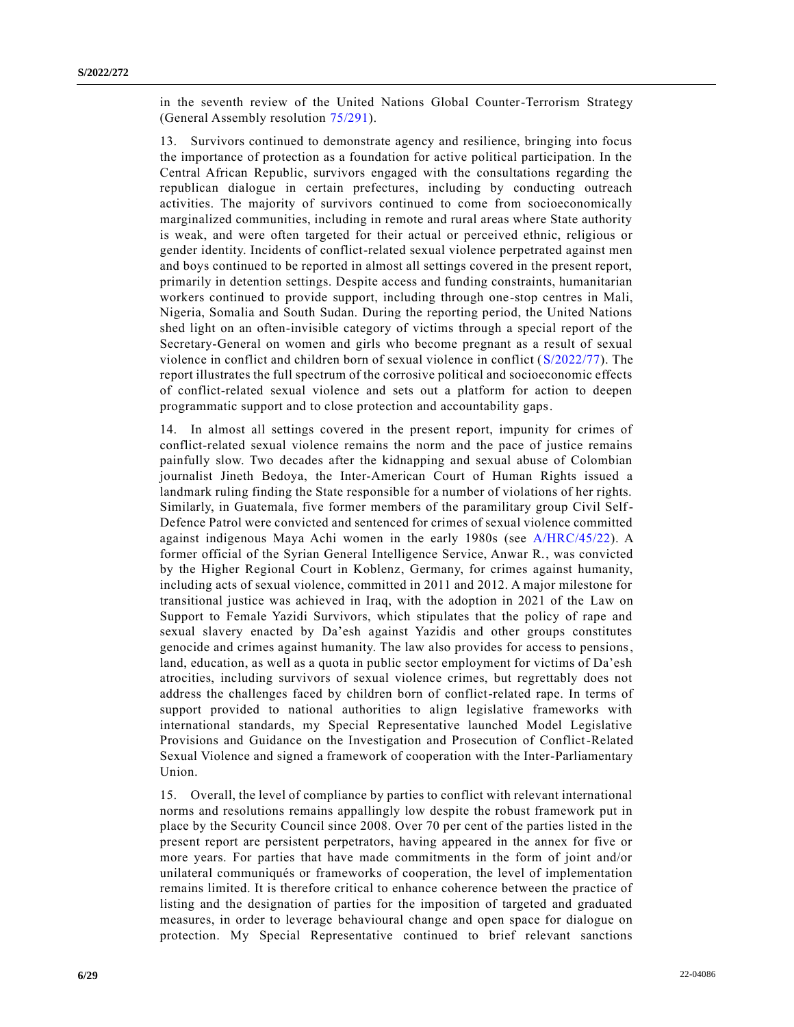in the seventh review of the United Nations Global Counter-Terrorism Strategy (General Assembly resolution 75/291).

13. Survivors continued to demonstrate agency and resilience, bringing into focus the importance of protection as a foundation for active political participation. In the Central African Republic, survivors engaged with the consultations regarding the republican dialogue in certain prefectures, including by conducting outreach activities. The majority of survivors continued to come from socioeconomically marginalized communities, including in remote and rural areas where State authority is weak, and were often targeted for their actual or perceived ethnic, religious or gender identity. Incidents of conflict-related sexual violence perpetrated against men and boys continued to be reported in almost all settings covered in the present report, primarily in detention settings. Despite access and funding constraints, humanitarian workers continued to provide support, including through one-stop centres in Mali, Nigeria, Somalia and South Sudan. During the reporting period, the United Nations shed light on an often-invisible category of victims through a special report of the Secretary-General on women and girls who become pregnant as a result of sexual violence in conflict and children born of sexual violence in conflict (S/2022/77). The report illustrates the full spectrum of the corrosive political and socioeconomic effects of conflict-related sexual violence and sets out a platform for action to deepen programmatic support and to close protection and accountability gaps.

14. In almost all settings covered in the present report, impunity for crimes of conflict-related sexual violence remains the norm and the pace of justice remains painfully slow. Two decades after the kidnapping and sexual abuse of Colombian journalist Jineth Bedoya, the Inter-American Court of Human Rights issued a landmark ruling finding the State responsible for a number of violations of her rights. Similarly, in Guatemala, five former members of the paramilitary group Civil Self-Defence Patrol were convicted and sentenced for crimes of sexual violence committed against indigenous Maya Achi women in the early 1980s (see A/HRC/45/22). A former official of the Syrian General Intelligence Service, Anwar R., was convicted by the Higher Regional Court in Koblenz, Germany, for crimes against humanity, including acts of sexual violence, committed in 2011 and 2012. A major milestone for transitional justice was achieved in Iraq, with the adoption in 2021 of the Law on Support to Female Yazidi Survivors, which stipulates that the policy of rape and sexual slavery enacted by Da'esh against Yazidis and other groups constitutes genocide and crimes against humanity. The law also provides for access to pensions, land, education, as well as a quota in public sector employment for victims of Da'esh atrocities, including survivors of sexual violence crimes, but regrettably does not address the challenges faced by children born of conflict-related rape. In terms of support provided to national authorities to align legislative frameworks with international standards, my Special Representative launched Model Legislative Provisions and Guidance on the Investigation and Prosecution of Conflict-Related Sexual Violence and signed a framework of cooperation with the Inter-Parliamentary Union.

15. Overall, the level of compliance by parties to conflict with relevant international norms and resolutions remains appallingly low despite the robust framework put in place by the Security Council since 2008. Over 70 per cent of the parties listed in the present report are persistent perpetrators, having appeared in the annex for five or more years. For parties that have made commitments in the form of joint and/or unilateral communiqués or frameworks of cooperation, the level of implementation remains limited. It is therefore critical to enhance coherence between the practice of listing and the designation of parties for the imposition of targeted and graduated measures, in order to leverage behavioural change and open space for dialogue on protection. My Special Representative continued to brief relevant sanctions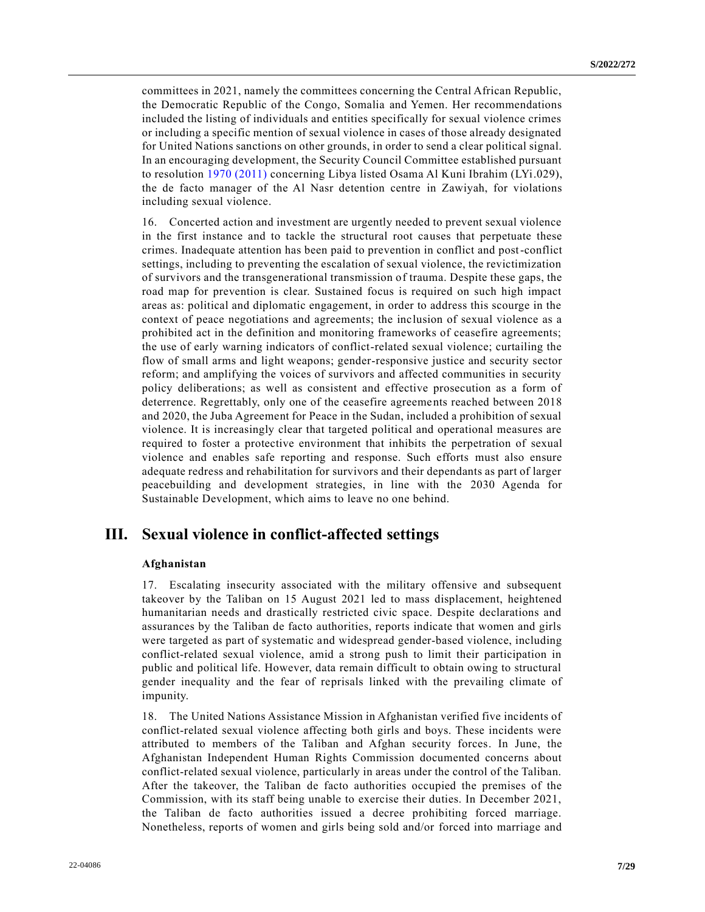committees in 2021, namely the committees concerning the Central African Republic, the Democratic Republic of the Congo, Somalia and Yemen. Her recommendations included the listing of individuals and entities specifically for sexual violence crimes or including a specific mention of sexual violence in cases of those already designated for United Nations sanctions on other grounds, in order to send a clear political signal. In an encouraging development, the Security Council Committee established pursuant to resolution 1970 (2011) concerning Libya listed Osama Al Kuni Ibrahim (LYi.029), the de facto manager of the Al Nasr detention centre in Zawiyah, for violations including sexual violence.

16. Concerted action and investment are urgently needed to prevent sexual violence in the first instance and to tackle the structural root causes that perpetuate these crimes. Inadequate attention has been paid to prevention in conflict and post-conflict settings, including to preventing the escalation of sexual violence, the revictimization of survivors and the transgenerational transmission of trauma. Despite these gaps, the road map for prevention is clear. Sustained focus is required on such high impact areas as: political and diplomatic engagement, in order to address this scourge in the context of peace negotiations and agreements; the inclusion of sexual violence as a prohibited act in the definition and monitoring frameworks of ceasefire agreements; the use of early warning indicators of conflict-related sexual violence; curtailing the flow of small arms and light weapons; gender-responsive justice and security sector reform; and amplifying the voices of survivors and affected communities in security policy deliberations; as well as consistent and effective prosecution as a form of deterrence. Regrettably, only one of the ceasefire agreements reached between 2018 and 2020, the Juba Agreement for Peace in the Sudan, included a prohibition of sexual violence. It is increasingly clear that targeted political and operational measures are required to foster a protective environment that inhibits the perpetration of sexual violence and enables safe reporting and response. Such efforts must also ensure adequate redress and rehabilitation for survivors and their dependants as part of larger peacebuilding and development strategies, in line with the 2030 Agenda for Sustainable Development, which aims to leave no one behind.

# III. Sexual violence in conflict-affected settings

### Afghanistan

17. Escalating insecurity associated with the military offensive and subsequent takeover by the Taliban on 15 August 2021 led to mass displacement, heightened humanitarian needs and drastically restricted civic space. Despite declarations and assurances by the Taliban de facto authorities, reports indicate that women and girls were targeted as part of systematic and widespread gender-based violence, including conflict-related sexual violence, amid a strong push to limit their participation in public and political life. However, data remain difficult to obtain owing to structural gender inequality and the fear of reprisals linked with the prevailing climate of impunity.

18. The United Nations Assistance Mission in Afghanistan verified five incidents of conflict-related sexual violence affecting both girls and boys. These incidents were attributed to members of the Taliban and Afghan security forces. In June, the Afghanistan Independent Human Rights Commission documented concerns about conflict-related sexual violence, particularly in areas under the control of the Taliban. After the takeover, the Taliban de facto authorities occupied the premises of the Commission, with its staff being unable to exercise their duties. In December 2021, the Taliban de facto authorities issued a decree prohibiting forced marriage. Nonetheless, reports of women and girls being sold and/or forced into marriage and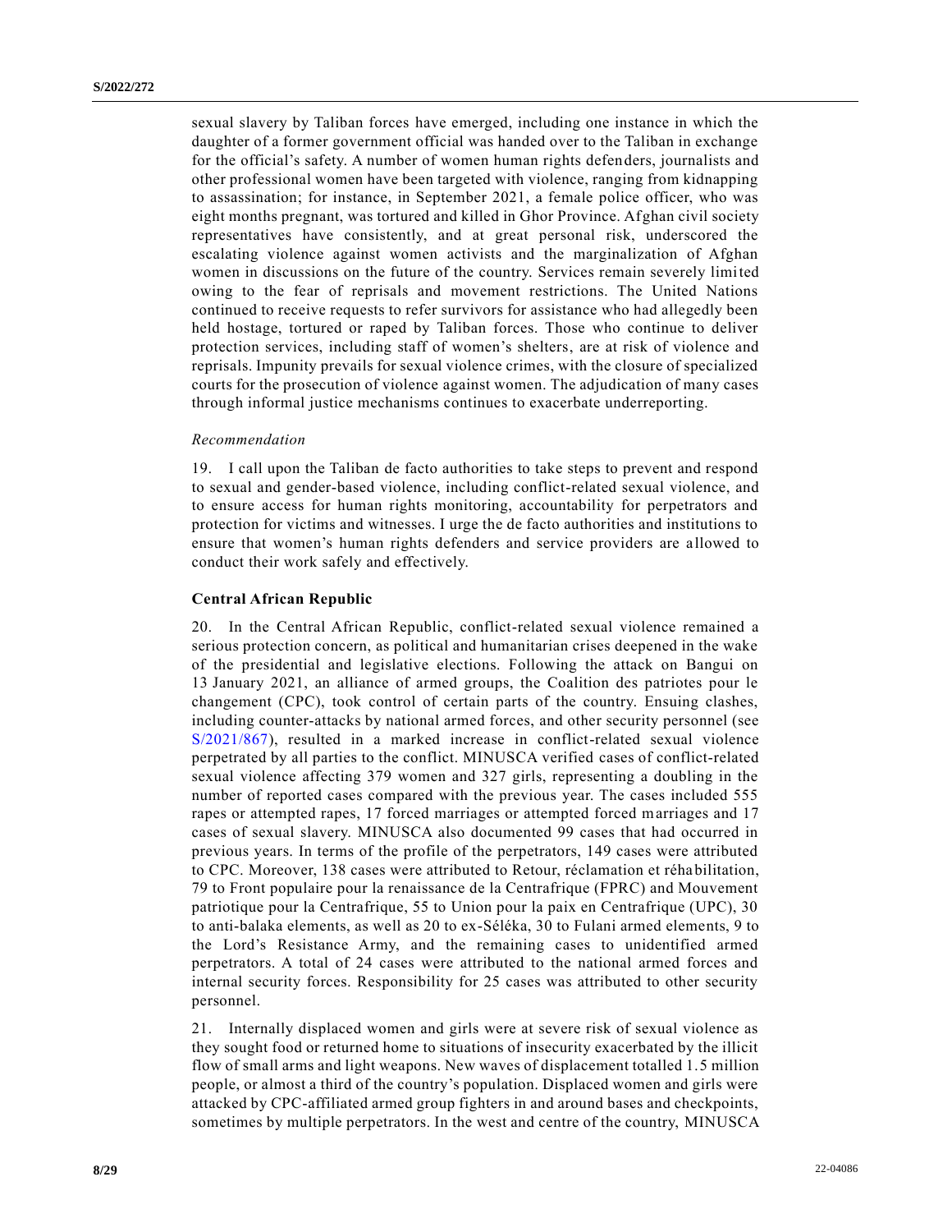sexual slavery by Taliban forces have emerged, including one instance in which the daughter of a former government official was handed over to the Taliban in exchange for the official's safety. A number of women human rights defenders, journalists and other professional women have been targeted with violence, ranging from kidnapping to assassination; for instance, in September 2021, a female police officer, who was eight months pregnant, was tortured and killed in Ghor Province. Afghan civil society representatives have consistently, and at great personal risk, underscored the escalating violence against women activists and the marginalization of Afghan women in discussions on the future of the country. Services remain severely limited owing to the fear of reprisals and movement restrictions. The United Nations continued to receive requests to refer survivors for assistance who had allegedly been held hostage, tortured or raped by Taliban forces. Those who continue to deliver protection services, including staff of women's shelters, are at risk of violence and reprisals. Impunity prevails for sexual violence crimes, with the closure of specialized courts for the prosecution of violence against women. The adjudication of many cases through informal justice mechanisms continues to exacerbate underreporting.

*Recommendation*

19. I call upon the Taliban de facto authorities to take steps to prevent and respond to sexual and gender-based violence, including conflict-related sexual violence, and to ensure access for human rights monitoring, accountability for perpetrators and protection for victims and witnesses. I urge the de facto authorities and institutions to ensure that women's human rights defenders and service providers are allowed to conduct their work safely and effectively.

### Central African Republic

20. In the Central African Republic, conflict-related sexual violence remained a serious protection concern, as political and humanitarian crises deepened in the wake of the presidential and legislative elections. Following the attack on Bangui on 13 January 2021, an alliance of armed groups, the Coalition des patriotes pour le changement (CPC), took control of certain parts of the country. Ensuing clashes, including counter-attacks by national armed forces, and other security personnel (see S/2021/867), resulted in a marked increase in conflict-related sexual violence perpetrated by all parties to the conflict. MINUSCA verified cases of conflict-related sexual violence affecting 379 women and 327 girls, representing a doubling in the number of reported cases compared with the previous year. The cases included 555 rapes or attempted rapes, 17 forced marriages or attempted forced marriages and 17 cases of sexual slavery. MINUSCA also documented 99 cases that had occurred in previous years. In terms of the profile of the perpetrators, 149 cases were attributed to CPC. Moreover, 138 cases were attributed to Retour, réclamation et réhabilitation, 79 to Front populaire pour la renaissance de la Centrafrique (FPRC) and Mouvement patriotique pour la Centrafrique, 55 to Union pour la paix en Centrafrique (UPC), 30 to anti-balaka elements, as well as 20 to ex-Séléka, 30 to Fulani armed elements, 9 to the Lord's Resistance Army, and the remaining cases to unidentified armed perpetrators. A total of 24 cases were attributed to the national armed forces and internal security forces. Responsibility for 25 cases was attributed to other security personnel.

21. Internally displaced women and girls were at severe risk of sexual violence as they sought food or returned home to situations of insecurity exacerbated by the illicit flow of small arms and light weapons. New waves of displacement totalled 1.5 million people, or almost a third of the country's population. Displaced women and girls were attacked by CPC-affiliated armed group fighters in and around bases and checkpoints, sometimes by multiple perpetrators. In the west and centre of the country, MINUSCA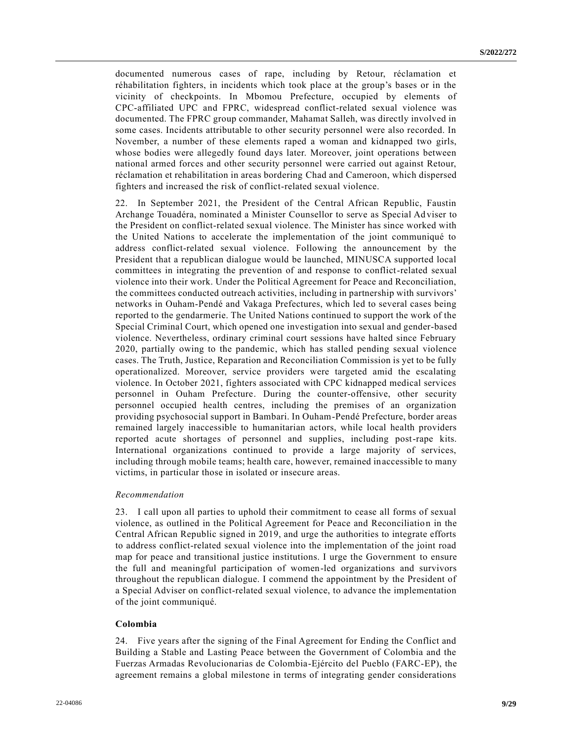documented numerous cases of rape, including by Retour, réclamation et réhabilitation fighters, in incidents which took place at the group's bases or in the vicinity of checkpoints. In Mbomou Prefecture, occupied by elements of CPC-affiliated UPC and FPRC, widespread conflict-related sexual violence was documented. The FPRC group commander, Mahamat Salleh, was directly involved in some cases. Incidents attributable to other security personnel were also recorded. In November, a number of these elements raped a woman and kidnapped two girls, whose bodies were allegedly found days later. Moreover, joint operations between national armed forces and other security personnel were carried out against Retour, réclamation et rehabilitation in areas bordering Chad and Cameroon, which dispersed fighters and increased the risk of conflict-related sexual violence.

22. In September 2021, the President of the Central African Republic, Faustin Archange Touadéra, nominated a Minister Counsellor to serve as Special Adviser to the President on conflict-related sexual violence. The Minister has since worked with the United Nations to accelerate the implementation of the joint communiqué to address conflict-related sexual violence. Following the announcement by the President that a republican dialogue would be launched, MINUSCA supported local committees in integrating the prevention of and response to conflict-related sexual violence into their work. Under the Political Agreement for Peace and Reconciliation, the committees conducted outreach activities, including in partnership with survivors' networks in Ouham-Pendé and Vakaga Prefectures, which led to several cases being reported to the gendarmerie. The United Nations continued to support the work of the Special Criminal Court, which opened one investigation into sexual and gender-based violence. Nevertheless, ordinary criminal court sessions have halted since February 2020, partially owing to the pandemic, which has stalled pending sexual violence cases. The Truth, Justice, Reparation and Reconciliation Commission is yet to be fully operationalized. Moreover, service providers were targeted amid the escalating violence. In October 2021, fighters associated with CPC kidnapped medical services personnel in Ouham Prefecture. During the counter-offensive, other security personnel occupied health centres, including the premises of an organization providing psychosocial support in Bambari. In Ouham-Pendé Prefecture, border areas remained largely inaccessible to humanitarian actors, while local health providers reported acute shortages of personnel and supplies, including post-rape kits. International organizations continued to provide a large majority of services, including through mobile teams; health care, however, remained inaccessible to many victims, in particular those in isolated or insecure areas.

*Recommendation*

23. I call upon all parties to uphold their commitment to cease all forms of sexual violence, as outlined in the Political Agreement for Peace and Reconciliation in the Central African Republic signed in 2019, and urge the authorities to integrate efforts to address conflict-related sexual violence into the implementation of the joint road map for peace and transitional justice institutions. I urge the Government to ensure the full and meaningful participation of women-led organizations and survivors throughout the republican dialogue. I commend the appointment by the President of a Special Adviser on conflict-related sexual violence, to advance the implementation of the joint communiqué.

**Colombia**

24. Five years after the signing of the Final Agreement for Ending the Conflict and Building a Stable and Lasting Peace between the Government of Colombia and the Fuerzas Armadas Revolucionarias de Colombia-Ejército del Pueblo (FARC-EP), the agreement remains a global milestone in terms of integrating gender considerations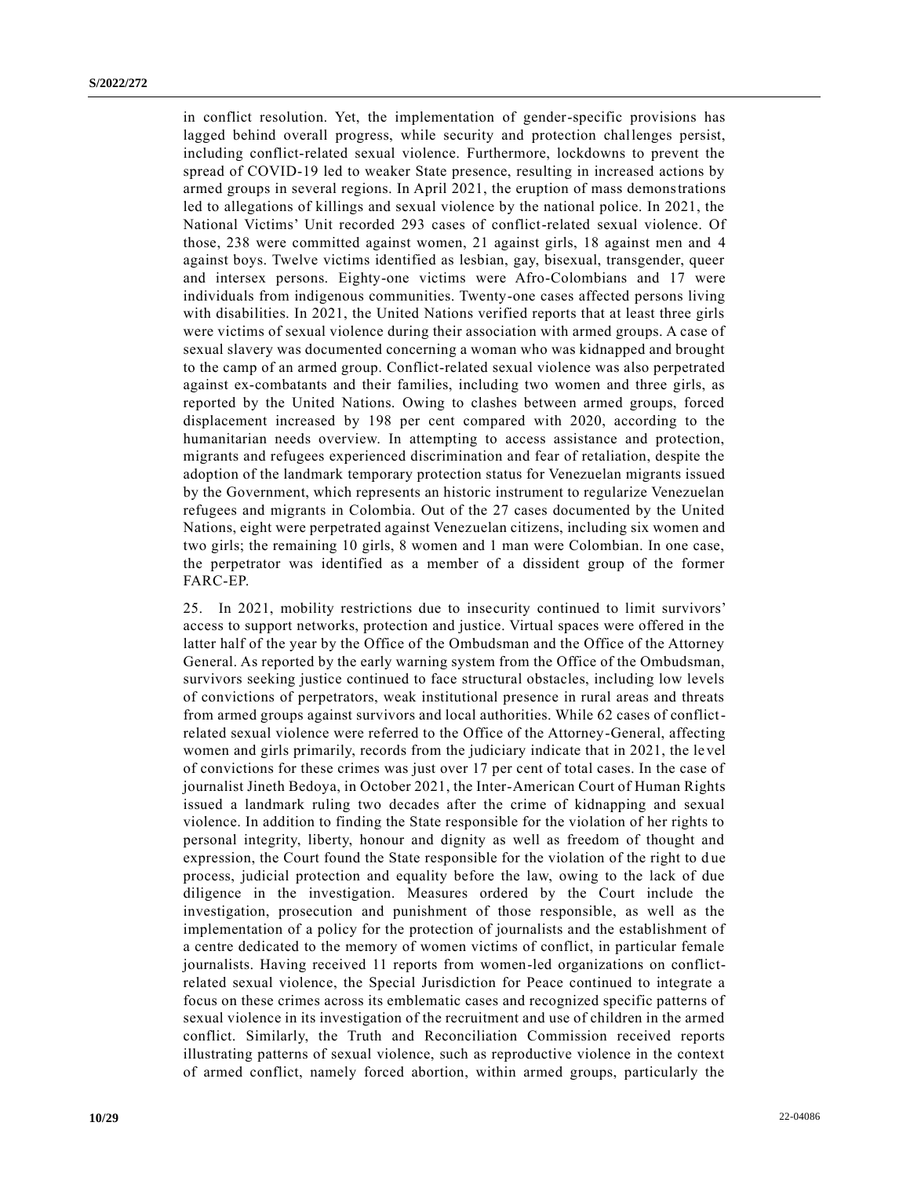in conflict resolution. Yet, the implementation of gender-specific provisions has lagged behind overall progress, while security and protection challenges persist, including conflict-related sexual violence. Furthermore, lockdowns to prevent the spread of COVID-19 led to weaker State presence, resulting in increased actions by armed groups in several regions. In April 2021, the eruption of mass demonstrations led to allegations of killings and sexual violence by the national police. In 2021, the National Victims' Unit recorded 293 cases of conflict-related sexual violence. Of those, 238 were committed against women, 21 against girls, 18 against men and 4 against boys. Twelve victims identified as lesbian, gay, bisexual, transgender, queer and intersex persons. Eighty-one victims were Afro-Colombians and 17 were individuals from indigenous communities. Twenty-one cases affected persons living with disabilities. In 2021, the United Nations verified reports that at least three girls were victims of sexual violence during their association with armed groups. A case of sexual slavery was documented concerning a woman who was kidnapped and brought to the camp of an armed group. Conflict-related sexual violence was also perpetrated against ex-combatants and their families, including two women and three girls, as reported by the United Nations. Owing to clashes between armed groups, forced displacement increased by 198 per cent compared with 2020, according to the humanitarian needs overview. In attempting to access assistance and protection, migrants and refugees experienced discrimination and fear of retaliation, despite the adoption of the landmark temporary protection status for Venezuelan migrants issued by the Government, which represents an historic instrument to regularize Venezuelan refugees and migrants in Colombia. Out of the 27 cases documented by the United Nations, eight were perpetrated against Venezuelan citizens, including six women and two girls; the remaining 10 girls, 8 women and 1 man were Colombian. In one case, the perpetrator was identified as a member of a dissident group of the former FARC-EP.

25. In 2021, mobility restrictions due to insecurity continued to limit survivors' access to support networks, protection and justice. Virtual spaces were offered in the latter half of the year by the Office of the Ombudsman and the Office of the Attorney General. As reported by the early warning system from the Office of the Ombudsman, survivors seeking justice continued to face structural obstacles, including low levels of convictions of perpetrators, weak institutional presence in rural areas and threats from armed groups against survivors and local authorities. While 62 cases of conflict-related sexual violence were referred to the Office of the Attorney-General, affecting women and girls primarily, records from the judiciary indicate that in 2021, the level of convictions for these crimes was just over 17 per cent of total cases. In the case of journalist Jineth Bedoya, in October 2021, the Inter-American Court of Human Rights issued a landmark ruling two decades after the crime of kidnapping and sexual violence. In addition to finding the State responsible for the violation of her rights to personal integrity, liberty, honour and dignity as well as freedom of thought and expression, the Court found the State responsible for the violation of the right to due process, judicial protection and equality before the law, owing to the lack of due diligence in the investigation. Measures ordered by the Court include the investigation, prosecution and punishment of those responsible, as well as the implementation of a policy for the protection of journalists and the establishment of a centre dedicated to the memory of women victims of conflict, in particular female journalists. Having received 11 reports from women-led organizations on conflict-related sexual violence, the Special Jurisdiction for Peace continued to integrate a focus on these crimes across its emblematic cases and recognized specific patterns of sexual violence in its investigation of the recruitment and use of children in the armed conflict. Similarly, the Truth and Reconciliation Commission received reports illustrating patterns of sexual violence, such as reproductive violence in the context of armed conflict, namely forced abortion, within armed groups, particularly the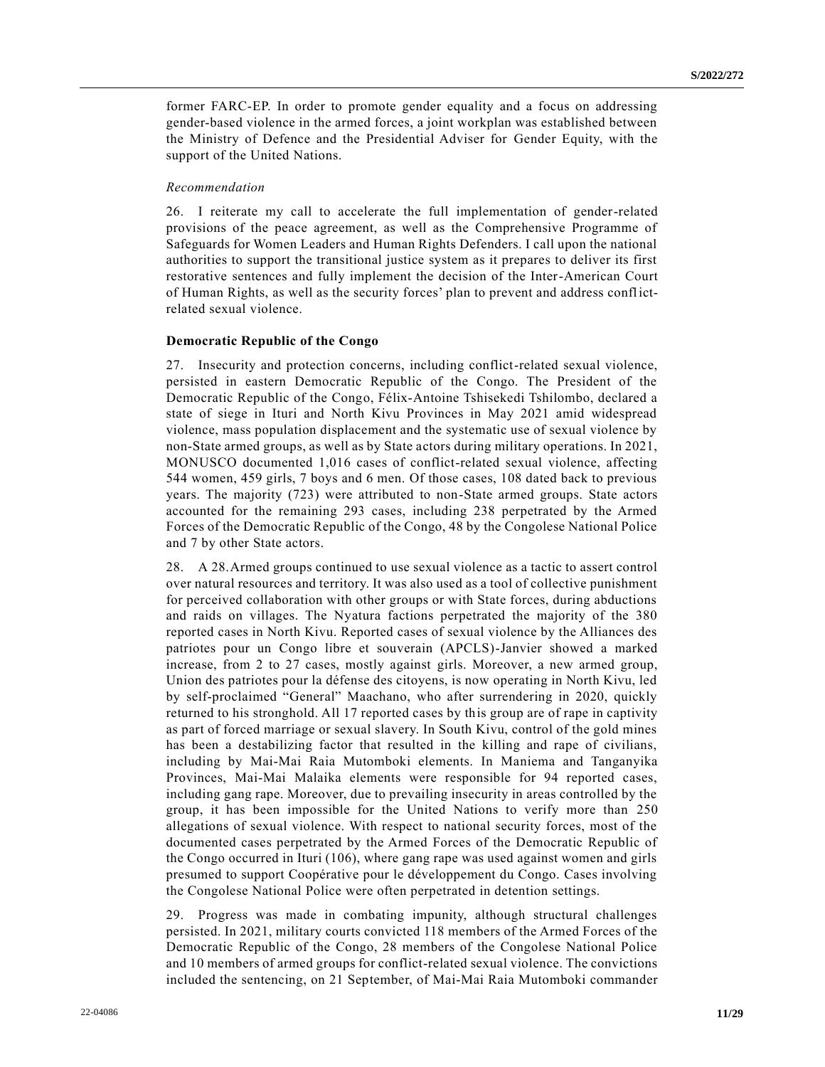former FARC-EP. In order to promote gender equality and a focus on addressing gender-based violence in the armed forces, a joint workplan was established between the Ministry of Defence and the Presidential Adviser for Gender Equity, with the support of the United Nations.

*Recommendation*

26. I reiterate my call to accelerate the full implementation of gender-related provisions of the peace agreement, as well as the Comprehensive Programme of Safeguards for Women Leaders and Human Rights Defenders. I call upon the national authorities to support the transitional justice system as it prepares to deliver its first restorative sentences and fully implement the decision of the Inter-American Court of Human Rights, as well as the security forces' plan to prevent and address conflict-related sexual violence.

**Democratic Republic of the Congo**

27. Insecurity and protection concerns, including conflict-related sexual violence, persisted in eastern Democratic Republic of the Congo. The President of the Democratic Republic of the Congo, Félix-Antoine Tshisekedi Tshilombo, declared a state of siege in Ituri and North Kivu Provinces in May 2021 amid widespread violence, mass population displacement and the systematic use of sexual violence by non-State armed groups, as well as by State actors during military operations. In 2021, MONUSCO documented 1,016 cases of conflict-related sexual violence, affecting 544 women, 459 girls, 7 boys and 6 men. Of those cases, 108 dated back to previous years. The majority (723) were attributed to non-State armed groups. State actors accounted for the remaining 293 cases, including 238 perpetrated by the Armed Forces of the Democratic Republic of the Congo, 48 by the Congolese National Police and 7 by other State actors.

28. A 28.Armed groups continued to use sexual violence as a tactic to assert control over natural resources and territory. It was also used as a tool of collective punishment for perceived collaboration with other groups or with State forces, during abductions and raids on villages. The Nyatura factions perpetrated the majority of the 380 reported cases in North Kivu. Reported cases of sexual violence by the Alliances des patriotes pour un Congo libre et souverain (APCLS)-Janvier showed a marked increase, from 2 to 27 cases, mostly against girls. Moreover, a new armed group, Union des patriotes pour la défense des citoyens, is now operating in North Kivu, led by self-proclaimed "General" Maachano, who after surrendering in 2020, quickly returned to his stronghold. All 17 reported cases by this group are of rape in captivity as part of forced marriage or sexual slavery. In South Kivu, control of the gold mines has been a destabilizing factor that resulted in the killing and rape of civilians, including by Mai-Mai Raia Mutomboki elements. In Maniema and Tanganyika Provinces, Mai-Mai Malaika elements were responsible for 94 reported cases, including gang rape. Moreover, due to prevailing insecurity in areas controlled by the group, it has been impossible for the United Nations to verify more than 250 allegations of sexual violence. With respect to national security forces, most of the documented cases perpetrated by the Armed Forces of the Democratic Republic of the Congo occurred in Ituri (106), where gang rape was used against women and girls presumed to support Coopérative pour le développement du Congo. Cases involving the Congolese National Police were often perpetrated in detention settings.

29. Progress was made in combating impunity, although structural challenges persisted. In 2021, military courts convicted 118 members of the Armed Forces of the Democratic Republic of the Congo, 28 members of the Congolese National Police and 10 members of armed groups for conflict-related sexual violence. The convictions included the sentencing, on 21 September, of Mai-Mai Raia Mutomboki commander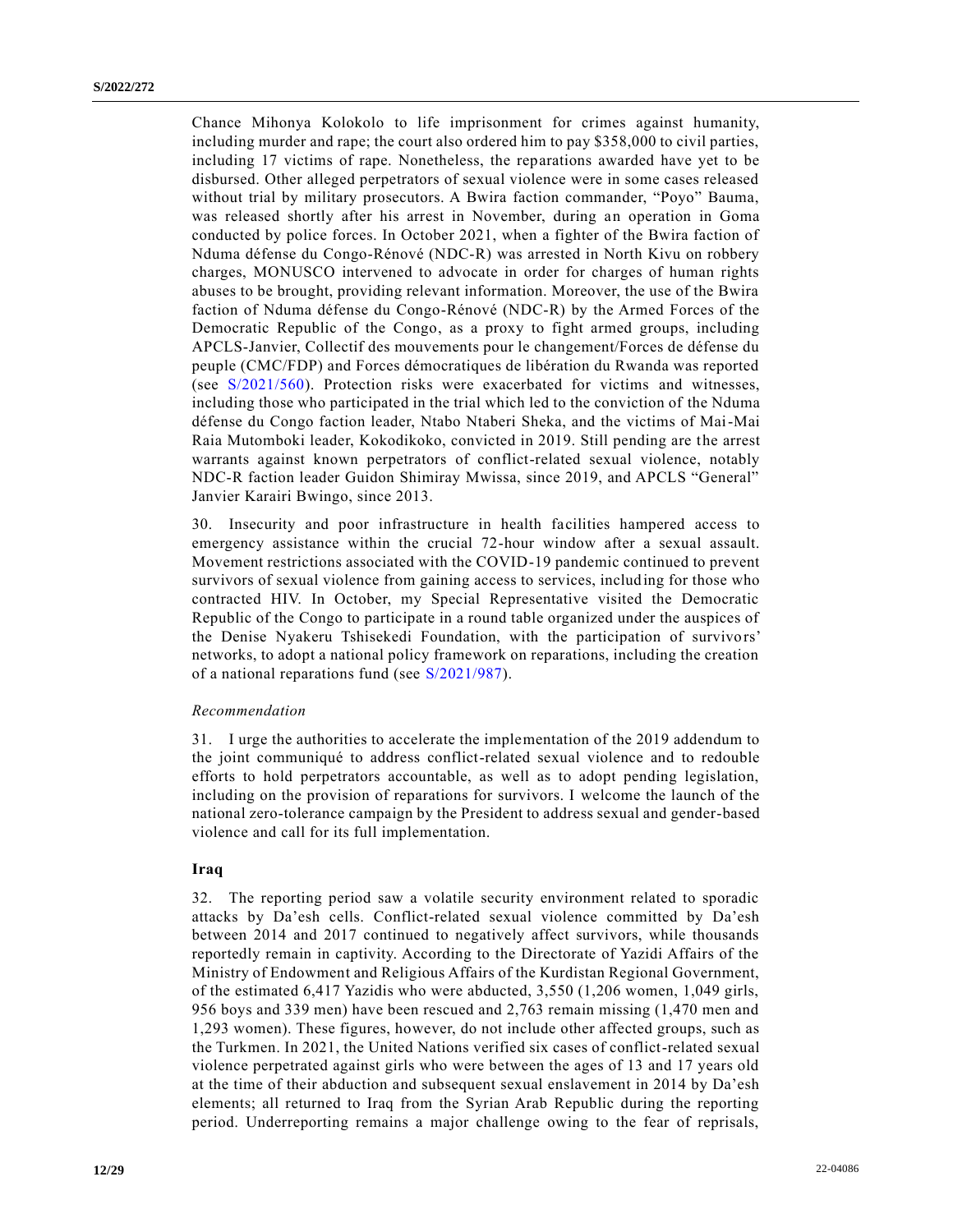Chance Mihonya Kolokolo to life imprisonment for crimes against humanity, including murder and rape; the court also ordered him to pay $358,000 to civil parties, including 17 victims of rape. Nonetheless, the reparations awarded have yet to be disbursed. Other alleged perpetrators of sexual violence were in some cases released without trial by military prosecutors. A Bwira faction commander, "Poyo" Bauma, was released shortly after his arrest in November, during an operation in Goma conducted by police forces. In October 2021, when a fighter of the Bwira faction of Nduma défense du Congo-Rénové (NDC-R) was arrested in North Kivu on robbery charges, MONUSCO intervened to advocate in order for charges of human rights abuses to be brought, providing relevant information. Moreover, the use of the Bwira faction of Nduma défense du Congo-Rénové (NDC-R) by the Armed Forces of the Democratic Republic of the Congo, as a proxy to fight armed groups, including APCLS-Janvier, Collectif des mouvements pour le changement/Forces de défense du peuple (CMC/FDP) and Forces démocratiques de libération du Rwanda was reported (see S/2021/560). Protection risks were exacerbated for victims and witnesses, including those who participated in the trial which led to the conviction of the Nduma défense du Congo faction leader, Ntabo Ntaberi Sheka, and the victims of Mai-Mai Raia Mutomboki leader, Kokodikoko, convicted in 2019. Still pending are the arrest warrants against known perpetrators of conflict-related sexual violence, notably NDC-R faction leader Guidon Shimiray Mwissa, since 2019, and APCLS "General" Janvier Karairi Bwingo, since 2013.

30. Insecurity and poor infrastructure in health facilities hampered access to emergency assistance within the crucial 72-hour window after a sexual assault. Movement restrictions associated with the COVID-19 pandemic continued to prevent survivors of sexual violence from gaining access to services, including for those who contracted HIV. In October, my Special Representative visited the Democratic Republic of the Congo to participate in a round table organized under the auspices of the Denise Nyakeru Tshisekedi Foundation, with the participation of survivors' networks, to adopt a national policy framework on reparations, including the creation of a national reparations fund (see S/2021/987).

*Recommendation*

31. I urge the authorities to accelerate the implementation of the 2019 addendum to the joint communiqué to address conflict-related sexual violence and to redouble efforts to hold perpetrators accountable, as well as to adopt pending legislation, including on the provision of reparations for survivors. I welcome the launch of the national zero-tolerance campaign by the President to address sexual and gender-based violence and call for its full implementation.

### Iraq

32. The reporting period saw a volatile security environment related to sporadic attacks by Da'esh cells. Conflict-related sexual violence committed by Da'esh between 2014 and 2017 continued to negatively affect survivors, while thousands reportedly remain in captivity. According to the Directorate of Yazidi Affairs of the Ministry of Endowment and Religious Affairs of the Kurdistan Regional Government, of the estimated 6,417 Yazidis who were abducted, 3,550 (1,206 women, 1,049 girls, 956 boys and 339 men) have been rescued and 2,763 remain missing (1,470 men and 1,293 women). These figures, however, do not include other affected groups, such as the Turkmen. In 2021, the United Nations verified six cases of conflict-related sexual violence perpetrated against girls who were between the ages of 13 and 17 years old at the time of their abduction and subsequent sexual enslavement in 2014 by Da'esh elements; all returned to Iraq from the Syrian Arab Republic during the reporting period. Underreporting remains a major challenge owing to the fear of reprisals,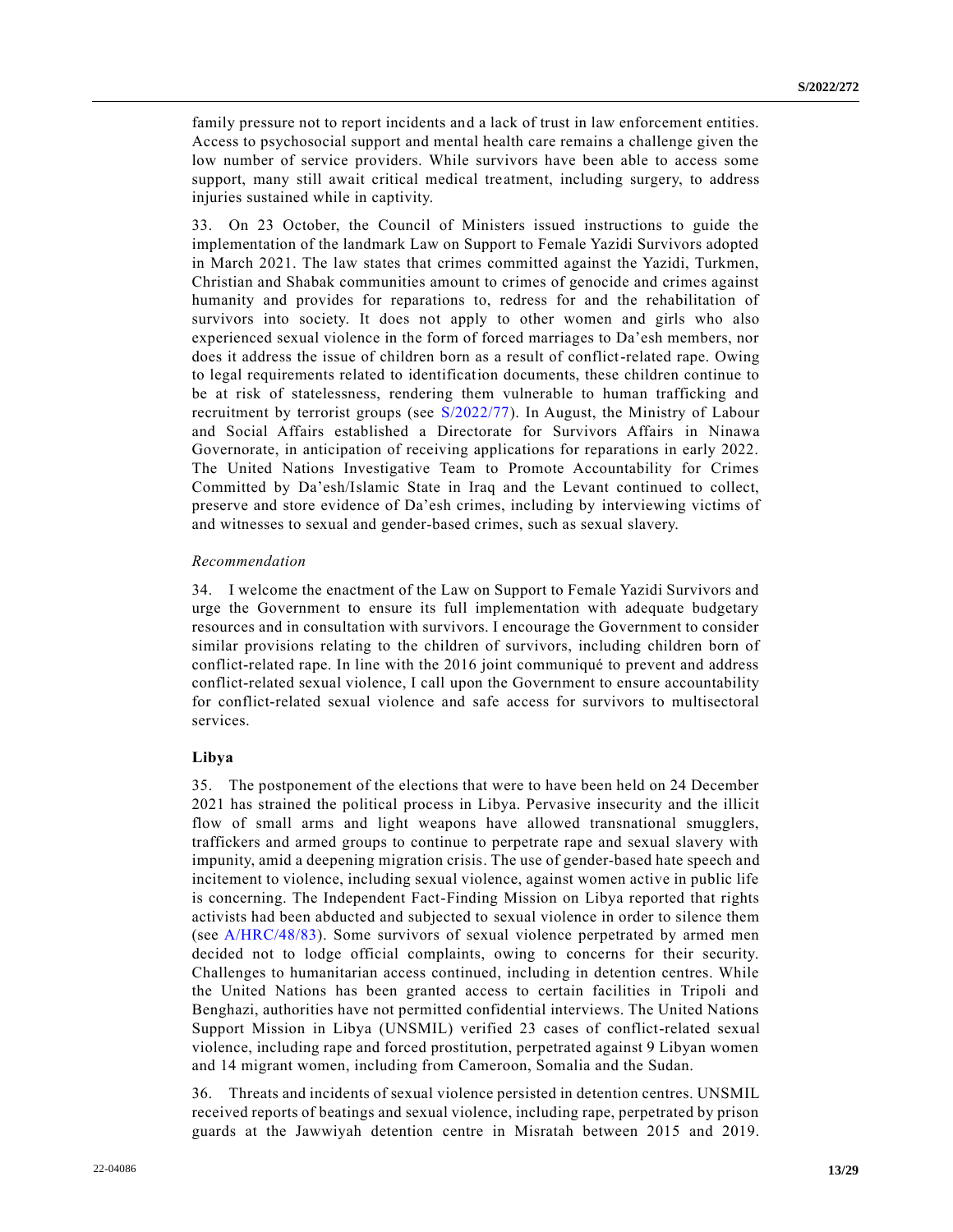family pressure not to report incidents and a lack of trust in law enforcement entities. Access to psychosocial support and mental health care remains a challenge given the low number of service providers. While survivors have been able to access some support, many still await critical medical treatment, including surgery, to address injuries sustained while in captivity.

33. On 23 October, the Council of Ministers issued instructions to guide the implementation of the landmark Law on Support to Female Yazidi Survivors adopted in March 2021. The law states that crimes committed against the Yazidi, Turkmen, Christian and Shabak communities amount to crimes of genocide and crimes against humanity and provides for reparations to, redress for and the rehabilitation of survivors into society. It does not apply to other women and girls who also experienced sexual violence in the form of forced marriages to Da'esh members, nor does it address the issue of children born as a result of conflict-related rape. Owing to legal requirements related to identification documents, these children continue to be at risk of statelessness, rendering them vulnerable to human trafficking and recruitment by terrorist groups (see S/2022/77). In August, the Ministry of Labour and Social Affairs established a Directorate for Survivors Affairs in Ninawa Governorate, in anticipation of receiving applications for reparations in early 2022. The United Nations Investigative Team to Promote Accountability for Crimes Committed by Da'esh/Islamic State in Iraq and the Levant continued to collect, preserve and store evidence of Da'esh crimes, including by interviewing victims of and witnesses to sexual and gender-based crimes, such as sexual slavery.

*Recommendation*

34. I welcome the enactment of the Law on Support to Female Yazidi Survivors and urge the Government to ensure its full implementation with adequate budgetary resources and in consultation with survivors. I encourage the Government to consider similar provisions relating to the children of survivors, including children born of conflict-related rape. In line with the 2016 joint communiqué to prevent and address conflict-related sexual violence, I call upon the Government to ensure accountability for conflict-related sexual violence and safe access for survivors to multisectoral services.

**Libya**

35. The postponement of the elections that were to have been held on 24 December 2021 has strained the political process in Libya. Pervasive insecurity and the illicit flow of small arms and light weapons have allowed transnational smugglers, traffickers and armed groups to continue to perpetrate rape and sexual slavery with impunity, amid a deepening migration crisis. The use of gender-based hate speech and incitement to violence, including sexual violence, against women active in public life is concerning. The Independent Fact-Finding Mission on Libya reported that rights activists had been abducted and subjected to sexual violence in order to silence them (see A/HRC/48/83). Some survivors of sexual violence perpetrated by armed men decided not to lodge official complaints, owing to concerns for their security. Challenges to humanitarian access continued, including in detention centres. While the United Nations has been granted access to certain facilities in Tripoli and Benghazi, authorities have not permitted confidential interviews. The United Nations Support Mission in Libya (UNSMIL) verified 23 cases of conflict-related sexual violence, including rape and forced prostitution, perpetrated against 9 Libyan women and 14 migrant women, including from Cameroon, Somalia and the Sudan.

36. Threats and incidents of sexual violence persisted in detention centres. UNSMIL received reports of beatings and sexual violence, including rape, perpetrated by prison guards at the Jawwiyah detention centre in Misratah between 2015 and 2019.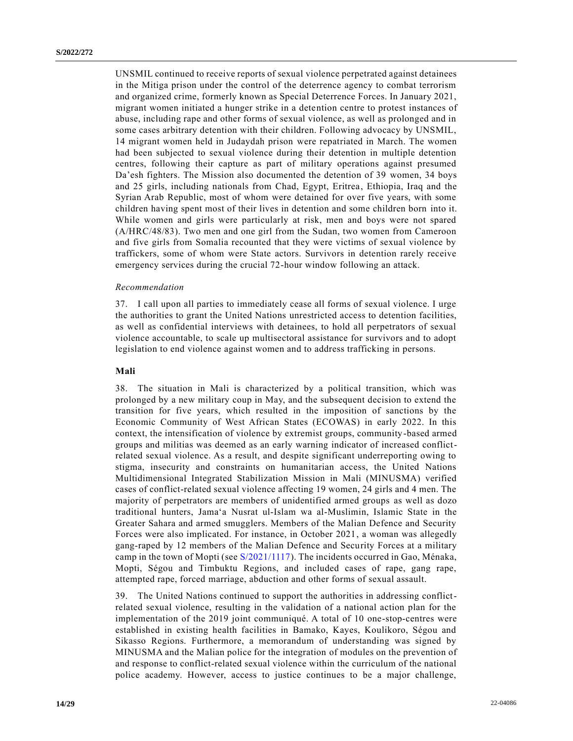UNSMIL continued to receive reports of sexual violence perpetrated against detainees in the Mitiga prison under the control of the deterrence agency to combat terrorism and organized crime, formerly known as Special Deterrence Forces. In January 2021, migrant women initiated a hunger strike in a detention centre to protest instances of abuse, including rape and other forms of sexual violence, as well as prolonged and in some cases arbitrary detention with their children. Following advocacy by UNSMIL, 14 migrant women held in Judaydah prison were repatriated in March. The women had been subjected to sexual violence during their detention in multiple detention centres, following their capture as part of military operations against presumed Da'esh fighters. The Mission also documented the detention of 39 women, 34 boys and 25 girls, including nationals from Chad, Egypt, Eritrea, Ethiopia, Iraq and the Syrian Arab Republic, most of whom were detained for over five years, with some children having spent most of their lives in detention and some children born into it. While women and girls were particularly at risk, men and boys were not spared (A/HRC/48/83). Two men and one girl from the Sudan, two women from Cameroon and five girls from Somalia recounted that they were victims of sexual violence by traffickers, some of whom were State actors. Survivors in detention rarely receive emergency services during the crucial 72-hour window following an attack.

*Recommendation*

37. I call upon all parties to immediately cease all forms of sexual violence. I urge the authorities to grant the United Nations unrestricted access to detention facilities, as well as confidential interviews with detainees, to hold all perpetrators of sexual violence accountable, to scale up multisectoral assistance for survivors and to adopt legislation to end violence against women and to address trafficking in persons.

### Mali

38. The situation in Mali is characterized by a political transition, which was prolonged by a new military coup in May, and the subsequent decision to extend the transition for five years, which resulted in the imposition of sanctions by the Economic Community of West African States (ECOWAS) in early 2022. In this context, the intensification of violence by extremist groups, community-based armed groups and militias was deemed as an early warning indicator of increased conflict-related sexual violence. As a result, and despite significant underreporting owing to stigma, insecurity and constraints on humanitarian access, the United Nations Multidimensional Integrated Stabilization Mission in Mali (MINUSMA) verified cases of conflict-related sexual violence affecting 19 women, 24 girls and 4 men. The majority of perpetrators are members of unidentified armed groups as well as dozo traditional hunters, Jama'a Nusrat ul-Islam wa al-Muslimin, Islamic State in the Greater Sahara and armed smugglers. Members of the Malian Defence and Security Forces were also implicated. For instance, in October 2021, a woman was allegedly gang-raped by 12 members of the Malian Defence and Security Forces at a military camp in the town of Mopti (see S/2021/1117). The incidents occurred in Gao, Ménaka, Mopti, Ségou and Timbuktu Regions, and included cases of rape, gang rape, attempted rape, forced marriage, abduction and other forms of sexual assault.

39. The United Nations continued to support the authorities in addressing conflict-related sexual violence, resulting in the validation of a national action plan for the implementation of the 2019 joint communiqué. A total of 10 one-stop-centres were established in existing health facilities in Bamako, Kayes, Koulikoro, Ségou and Sikasso Regions. Furthermore, a memorandum of understanding was signed by MINUSMA and the Malian police for the integration of modules on the prevention of and response to conflict-related sexual violence within the curriculum of the national police academy. However, access to justice continues to be a major challenge,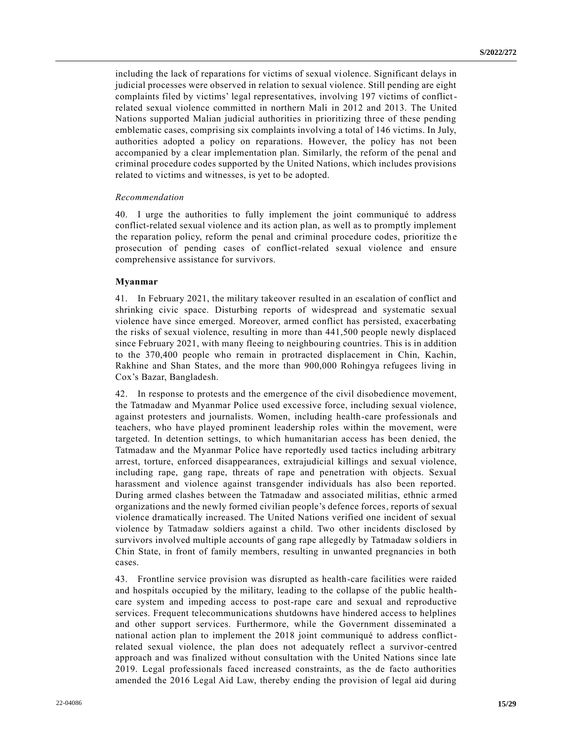including the lack of reparations for victims of sexual violence. Significant delays in judicial processes were observed in relation to sexual violence. Still pending are eight complaints filed by victims' legal representatives, involving 197 victims of conflict-related sexual violence committed in northern Mali in 2012 and 2013. The United Nations supported Malian judicial authorities in prioritizing three of these pending emblematic cases, comprising six complaints involving a total of 146 victims. In July, authorities adopted a policy on reparations. However, the policy has not been accompanied by a clear implementation plan. Similarly, the reform of the penal and criminal procedure codes supported by the United Nations, which includes provisions related to victims and witnesses, is yet to be adopted.

*Recommendation*

40. I urge the authorities to fully implement the joint communiqué to address conflict-related sexual violence and its action plan, as well as to promptly implement the reparation policy, reform the penal and criminal procedure codes, prioritize the prosecution of pending cases of conflict-related sexual violence and ensure comprehensive assistance for survivors.

**Myanmar**

41. In February 2021, the military takeover resulted in an escalation of conflict and shrinking civic space. Disturbing reports of widespread and systematic sexual violence have since emerged. Moreover, armed conflict has persisted, exacerbating the risks of sexual violence, resulting in more than 441,500 people newly displaced since February 2021, with many fleeing to neighbouring countries. This is in addition to the 370,400 people who remain in protracted displacement in Chin, Kachin, Rakhine and Shan States, and the more than 900,000 Rohingya refugees living in Cox's Bazar, Bangladesh.

42. In response to protests and the emergence of the civil disobedience movement, the Tatmadaw and Myanmar Police used excessive force, including sexual violence, against protesters and journalists. Women, including health-care professionals and teachers, who have played prominent leadership roles within the movement, were targeted. In detention settings, to which humanitarian access has been denied, the Tatmadaw and the Myanmar Police have reportedly used tactics including arbitrary arrest, torture, enforced disappearances, extrajudicial killings and sexual violence, including rape, gang rape, threats of rape and penetration with objects. Sexual harassment and violence against transgender individuals has also been reported. During armed clashes between the Tatmadaw and associated militias, ethnic armed organizations and the newly formed civilian people's defence forces, reports of sexual violence dramatically increased. The United Nations verified one incident of sexual violence by Tatmadaw soldiers against a child. Two other incidents disclosed by survivors involved multiple accounts of gang rape allegedly by Tatmadaw soldiers in Chin State, in front of family members, resulting in unwanted pregnancies in both cases.

43. Frontline service provision was disrupted as health-care facilities were raided and hospitals occupied by the military, leading to the collapse of the public health-care system and impeding access to post-rape care and sexual and reproductive services. Frequent telecommunications shutdowns have hindered access to helplines and other support services. Furthermore, while the Government disseminated a national action plan to implement the 2018 joint communiqué to address conflict-related sexual violence, the plan does not adequately reflect a survivor-centred approach and was finalized without consultation with the United Nations since late 2019. Legal professionals faced increased constraints, as the de facto authorities amended the 2016 Legal Aid Law, thereby ending the provision of legal aid during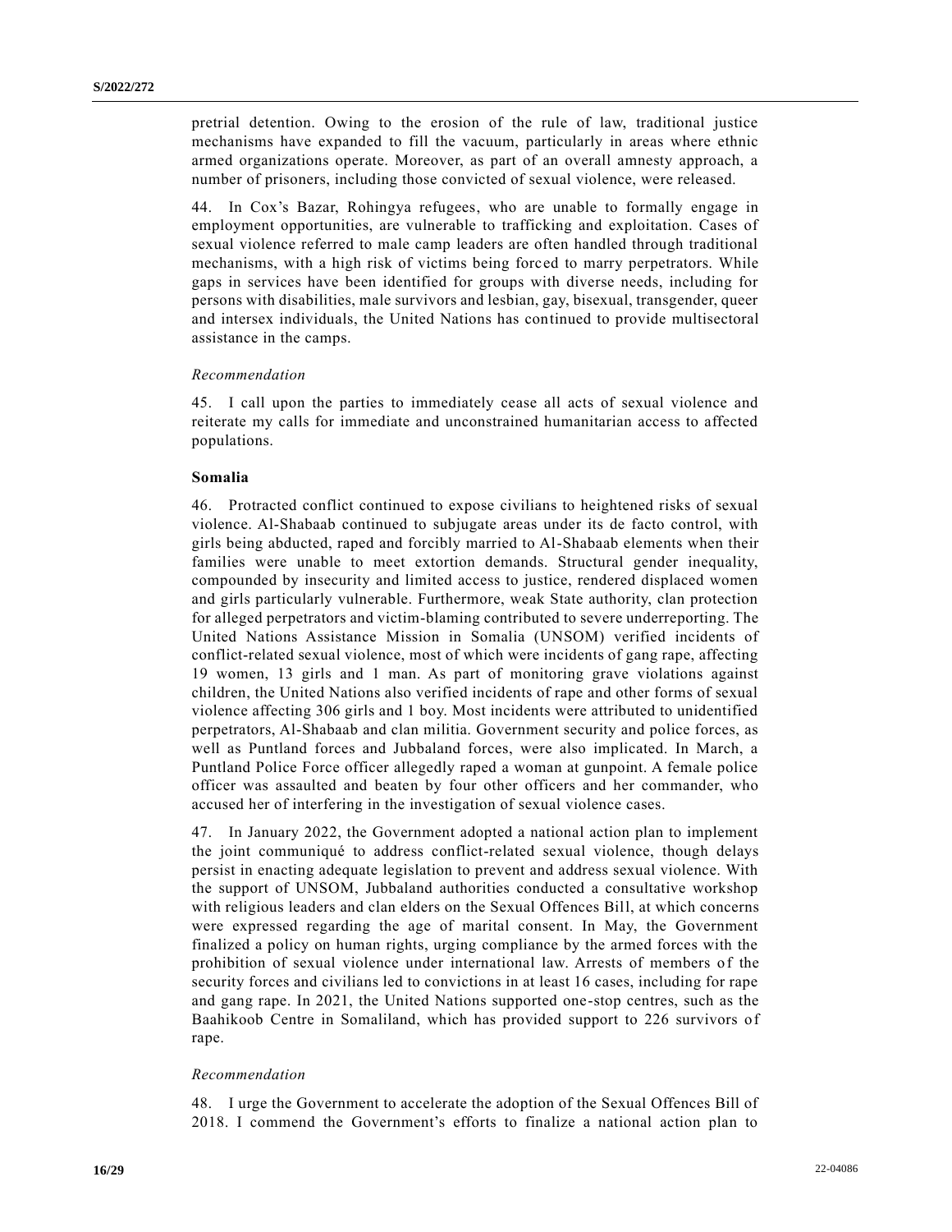pretrial detention. Owing to the erosion of the rule of law, traditional justice mechanisms have expanded to fill the vacuum, particularly in areas where ethnic armed organizations operate. Moreover, as part of an overall amnesty approach, a number of prisoners, including those convicted of sexual violence, were released.

44. In Cox's Bazar, Rohingya refugees, who are unable to formally engage in employment opportunities, are vulnerable to trafficking and exploitation. Cases of sexual violence referred to male camp leaders are often handled through traditional mechanisms, with a high risk of victims being forced to marry perpetrators. While gaps in services have been identified for groups with diverse needs, including for persons with disabilities, male survivors and lesbian, gay, bisexual, transgender, queer and intersex individuals, the United Nations has continued to provide multisectoral assistance in the camps.

*Recommendation*

45. I call upon the parties to immediately cease all acts of sexual violence and reiterate my calls for immediate and unconstrained humanitarian access to affected populations.

**Somalia**

46. Protracted conflict continued to expose civilians to heightened risks of sexual violence. Al-Shabaab continued to subjugate areas under its de facto control, with girls being abducted, raped and forcibly married to Al-Shabaab elements when their families were unable to meet extortion demands. Structural gender inequality, compounded by insecurity and limited access to justice, rendered displaced women and girls particularly vulnerable. Furthermore, weak State authority, clan protection for alleged perpetrators and victim-blaming contributed to severe underreporting. The United Nations Assistance Mission in Somalia (UNSOM) verified incidents of conflict-related sexual violence, most of which were incidents of gang rape, affecting 19 women, 13 girls and 1 man. As part of monitoring grave violations against children, the United Nations also verified incidents of rape and other forms of sexual violence affecting 306 girls and 1 boy. Most incidents were attributed to unidentified perpetrators, Al-Shabaab and clan militia. Government security and police forces, as well as Puntland forces and Jubbaland forces, were also implicated. In March, a Puntland Police Force officer allegedly raped a woman at gunpoint. A female police officer was assaulted and beaten by four other officers and her commander, who accused her of interfering in the investigation of sexual violence cases.

47. In January 2022, the Government adopted a national action plan to implement the joint communiqué to address conflict-related sexual violence, though delays persist in enacting adequate legislation to prevent and address sexual violence. With the support of UNSOM, Jubbaland authorities conducted a consultative workshop with religious leaders and clan elders on the Sexual Offences Bill, at which concerns were expressed regarding the age of marital consent. In May, the Government finalized a policy on human rights, urging compliance by the armed forces with the prohibition of sexual violence under international law. Arrests of members of the security forces and civilians led to convictions in at least 16 cases, including for rape and gang rape. In 2021, the United Nations supported one-stop centres, such as the Baahikoob Centre in Somaliland, which has provided support to 226 survivors of rape.

*Recommendation*

48. I urge the Government to accelerate the adoption of the Sexual Offences Bill of 2018. I commend the Government's efforts to finalize a national action plan to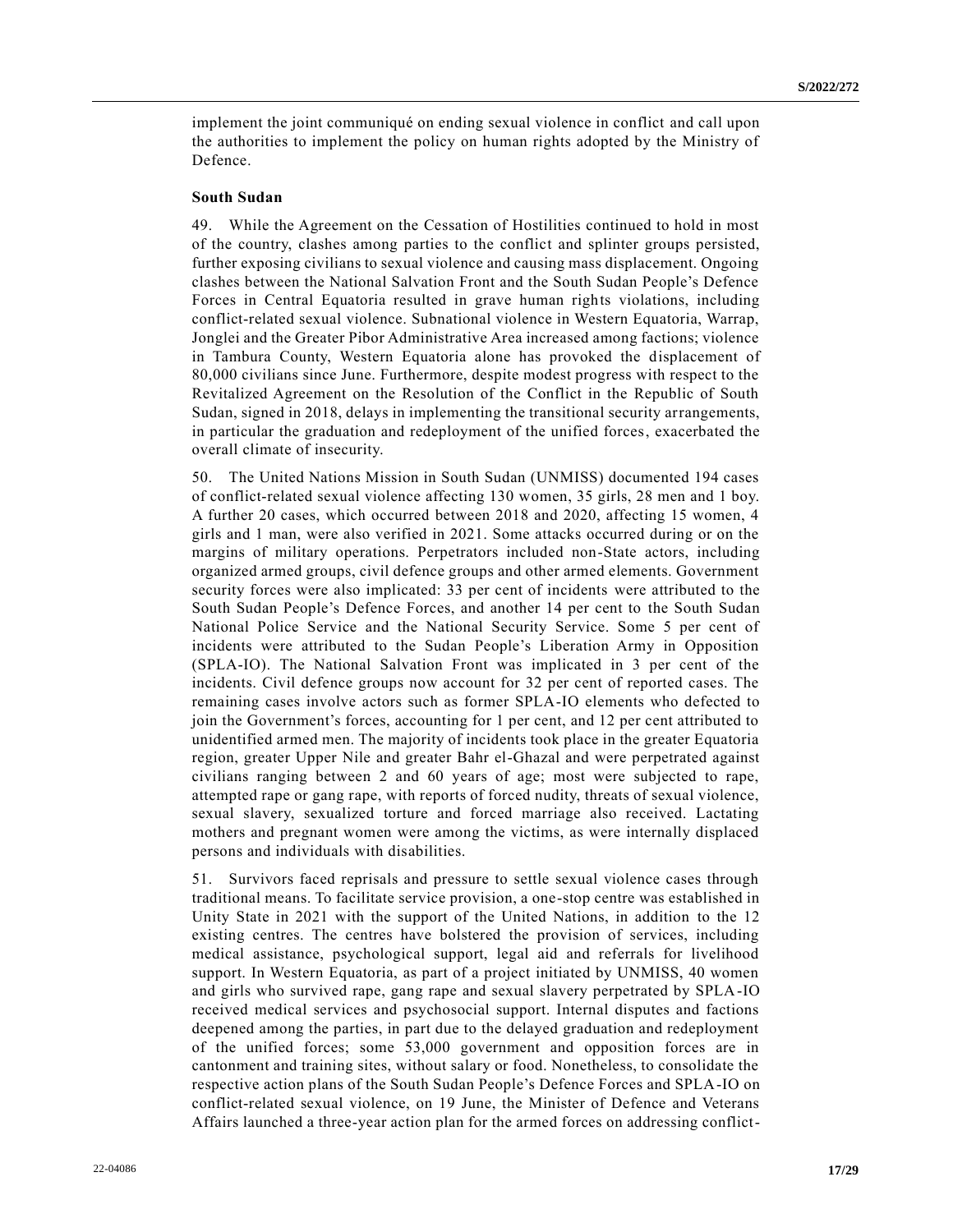implement the joint communiqué on ending sexual violence in conflict and call upon the authorities to implement the policy on human rights adopted by the Ministry of Defence.

**South Sudan**

49. While the Agreement on the Cessation of Hostilities continued to hold in most of the country, clashes among parties to the conflict and splinter groups persisted, further exposing civilians to sexual violence and causing mass displacement. Ongoing clashes between the National Salvation Front and the South Sudan People's Defence Forces in Central Equatoria resulted in grave human rights violations, including conflict-related sexual violence. Subnational violence in Western Equatoria, Warrap, Jonglei and the Greater Pibor Administrative Area increased among factions; violence in Tambura County, Western Equatoria alone has provoked the displacement of 80,000 civilians since June. Furthermore, despite modest progress with respect to the Revitalized Agreement on the Resolution of the Conflict in the Republic of South Sudan, signed in 2018, delays in implementing the transitional security arrangements, in particular the graduation and redeployment of the unified forces, exacerbated the overall climate of insecurity.

50. The United Nations Mission in South Sudan (UNMISS) documented 194 cases of conflict-related sexual violence affecting 130 women, 35 girls, 28 men and 1 boy. A further 20 cases, which occurred between 2018 and 2020, affecting 15 women, 4 girls and 1 man, were also verified in 2021. Some attacks occurred during or on the margins of military operations. Perpetrators included non-State actors, including organized armed groups, civil defence groups and other armed elements. Government security forces were also implicated: 33 per cent of incidents were attributed to the South Sudan People's Defence Forces, and another 14 per cent to the South Sudan National Police Service and the National Security Service. Some 5 per cent of incidents were attributed to the Sudan People's Liberation Army in Opposition (SPLA-IO). The National Salvation Front was implicated in 3 per cent of the incidents. Civil defence groups now account for 32 per cent of reported cases. The remaining cases involve actors such as former SPLA-IO elements who defected to join the Government's forces, accounting for 1 per cent, and 12 per cent attributed to unidentified armed men. The majority of incidents took place in the greater Equatoria region, greater Upper Nile and greater Bahr el-Ghazal and were perpetrated against civilians ranging between 2 and 60 years of age; most were subjected to rape, attempted rape or gang rape, with reports of forced nudity, threats of sexual violence, sexual slavery, sexualized torture and forced marriage also received. Lactating mothers and pregnant women were among the victims, as were internally displaced persons and individuals with disabilities.

51. Survivors faced reprisals and pressure to settle sexual violence cases through traditional means. To facilitate service provision, a one-stop centre was established in Unity State in 2021 with the support of the United Nations, in addition to the 12 existing centres. The centres have bolstered the provision of services, including medical assistance, psychological support, legal aid and referrals for livelihood support. In Western Equatoria, as part of a project initiated by UNMISS, 40 women and girls who survived rape, gang rape and sexual slavery perpetrated by SPLA-IO received medical services and psychosocial support. Internal disputes and factions deepened among the parties, in part due to the delayed graduation and redeployment of the unified forces; some 53,000 government and opposition forces are in cantonment and training sites, without salary or food. Nonetheless, to consolidate the respective action plans of the South Sudan People's Defence Forces and SPLA-IO on conflict-related sexual violence, on 19 June, the Minister of Defence and Veterans Affairs launched a three-year action plan for the armed forces on addressing conflict-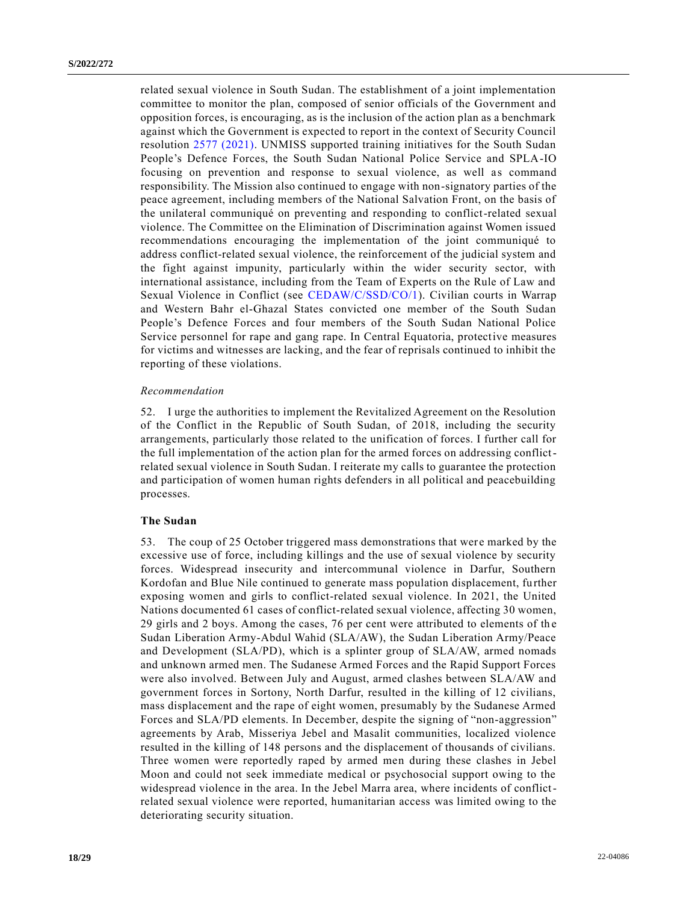related sexual violence in South Sudan. The establishment of a joint implementation committee to monitor the plan, composed of senior officials of the Government and opposition forces, is encouraging, as is the inclusion of the action plan as a benchmark against which the Government is expected to report in the context of Security Council resolution 2577 (2021). UNMISS supported training initiatives for the South Sudan People's Defence Forces, the South Sudan National Police Service and SPLA-IO focusing on prevention and response to sexual violence, as well as command responsibility. The Mission also continued to engage with non-signatory parties of the peace agreement, including members of the National Salvation Front, on the basis of the unilateral communiqué on preventing and responding to conflict-related sexual violence. The Committee on the Elimination of Discrimination against Women issued recommendations encouraging the implementation of the joint communiqué to address conflict-related sexual violence, the reinforcement of the judicial system and the fight against impunity, particularly within the wider security sector, with international assistance, including from the Team of Experts on the Rule of Law and Sexual Violence in Conflict (see CEDAW/C/SSD/CO/1). Civilian courts in Warrap and Western Bahr el-Ghazal States convicted one member of the South Sudan People's Defence Forces and four members of the South Sudan National Police Service personnel for rape and gang rape. In Central Equatoria, protective measures for victims and witnesses are lacking, and the fear of reprisals continued to inhibit the reporting of these violations.

*Recommendation*

52. I urge the authorities to implement the Revitalized Agreement on the Resolution of the Conflict in the Republic of South Sudan, of 2018, including the security arrangements, particularly those related to the unification of forces. I further call for the full implementation of the action plan for the armed forces on addressing conflict-related sexual violence in South Sudan. I reiterate my calls to guarantee the protection and participation of women human rights defenders in all political and peacebuilding processes.

### The Sudan

53. The coup of 25 October triggered mass demonstrations that were marked by the excessive use of force, including killings and the use of sexual violence by security forces. Widespread insecurity and intercommunal violence in Darfur, Southern Kordofan and Blue Nile continued to generate mass population displacement, further exposing women and girls to conflict-related sexual violence. In 2021, the United Nations documented 61 cases of conflict-related sexual violence, affecting 30 women, 29 girls and 2 boys. Among the cases, 76 per cent were attributed to elements of the Sudan Liberation Army-Abdul Wahid (SLA/AW), the Sudan Liberation Army/Peace and Development (SLA/PD), which is a splinter group of SLA/AW, armed nomads and unknown armed men. The Sudanese Armed Forces and the Rapid Support Forces were also involved. Between July and August, armed clashes between SLA/AW and government forces in Sortony, North Darfur, resulted in the killing of 12 civilians, mass displacement and the rape of eight women, presumably by the Sudanese Armed Forces and SLA/PD elements. In December, despite the signing of "non-aggression" agreements by Arab, Misseriya Jebel and Masalit communities, localized violence resulted in the killing of 148 persons and the displacement of thousands of civilians. Three women were reportedly raped by armed men during these clashes in Jebel Moon and could not seek immediate medical or psychosocial support owing to the widespread violence in the area. In the Jebel Marra area, where incidents of conflict-related sexual violence were reported, humanitarian access was limited owing to the deteriorating security situation.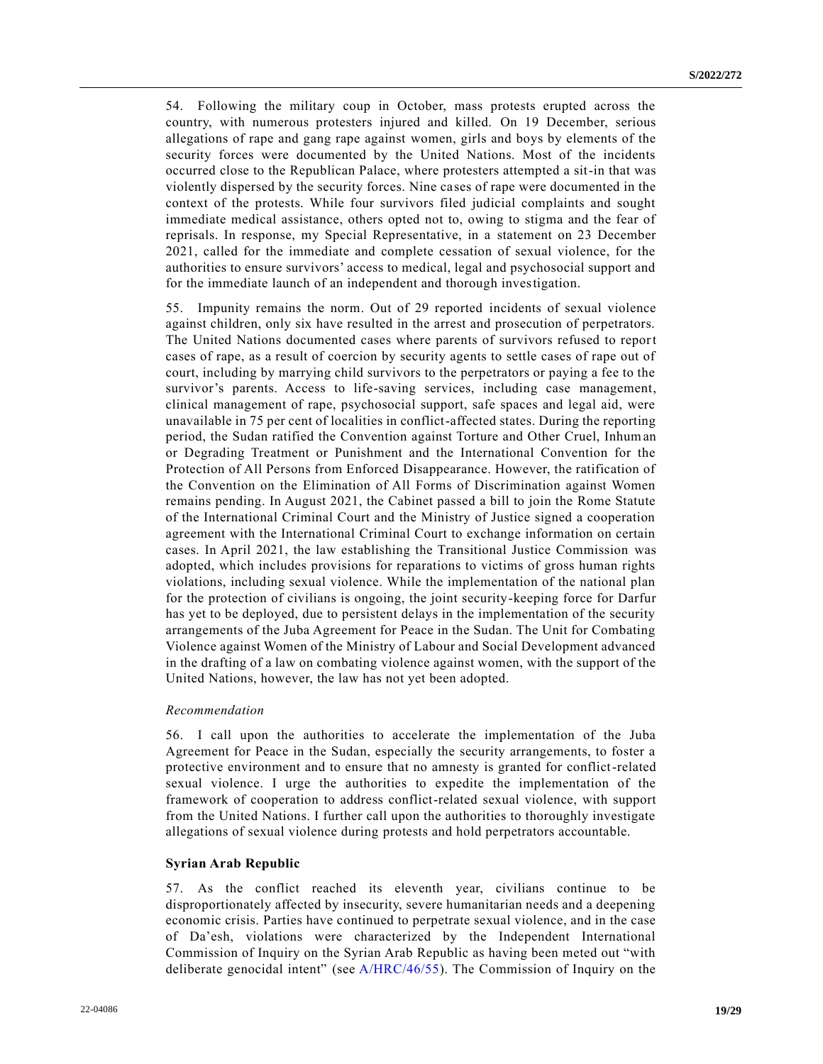54. Following the military coup in October, mass protests erupted across the country, with numerous protesters injured and killed. On 19 December, serious allegations of rape and gang rape against women, girls and boys by elements of the security forces were documented by the United Nations. Most of the incidents occurred close to the Republican Palace, where protesters attempted a sit-in that was violently dispersed by the security forces. Nine cases of rape were documented in the context of the protests. While four survivors filed judicial complaints and sought immediate medical assistance, others opted not to, owing to stigma and the fear of reprisals. In response, my Special Representative, in a statement on 23 December 2021, called for the immediate and complete cessation of sexual violence, for the authorities to ensure survivors' access to medical, legal and psychosocial support and for the immediate launch of an independent and thorough investigation.

55. Impunity remains the norm. Out of 29 reported incidents of sexual violence against children, only six have resulted in the arrest and prosecution of perpetrators. The United Nations documented cases where parents of survivors refused to report cases of rape, as a result of coercion by security agents to settle cases of rape out of court, including by marrying child survivors to the perpetrators or paying a fee to the survivor's parents. Access to life-saving services, including case management, clinical management of rape, psychosocial support, safe spaces and legal aid, were unavailable in 75 per cent of localities in conflict-affected states. During the reporting period, the Sudan ratified the Convention against Torture and Other Cruel, Inhuman or Degrading Treatment or Punishment and the International Convention for the Protection of All Persons from Enforced Disappearance. However, the ratification of the Convention on the Elimination of All Forms of Discrimination against Women remains pending. In August 2021, the Cabinet passed a bill to join the Rome Statute of the International Criminal Court and the Ministry of Justice signed a cooperation agreement with the International Criminal Court to exchange information on certain cases. In April 2021, the law establishing the Transitional Justice Commission was adopted, which includes provisions for reparations to victims of gross human rights violations, including sexual violence. While the implementation of the national plan for the protection of civilians is ongoing, the joint security-keeping force for Darfur has yet to be deployed, due to persistent delays in the implementation of the security arrangements of the Juba Agreement for Peace in the Sudan. The Unit for Combating Violence against Women of the Ministry of Labour and Social Development advanced in the drafting of a law on combating violence against women, with the support of the United Nations, however, the law has not yet been adopted.

*Recommendation*

56. I call upon the authorities to accelerate the implementation of the Juba Agreement for Peace in the Sudan, especially the security arrangements, to foster a protective environment and to ensure that no amnesty is granted for conflict-related sexual violence. I urge the authorities to expedite the implementation of the framework of cooperation to address conflict-related sexual violence, with support from the United Nations. I further call upon the authorities to thoroughly investigate allegations of sexual violence during protests and hold perpetrators accountable.

**Syrian Arab Republic**

57. As the conflict reached its eleventh year, civilians continue to be disproportionately affected by insecurity, severe humanitarian needs and a deepening economic crisis. Parties have continued to perpetrate sexual violence, and in the case of Da'esh, violations were characterized by the Independent International Commission of Inquiry on the Syrian Arab Republic as having been meted out "with deliberate genocidal intent" (see A/HRC/46/55). The Commission of Inquiry on the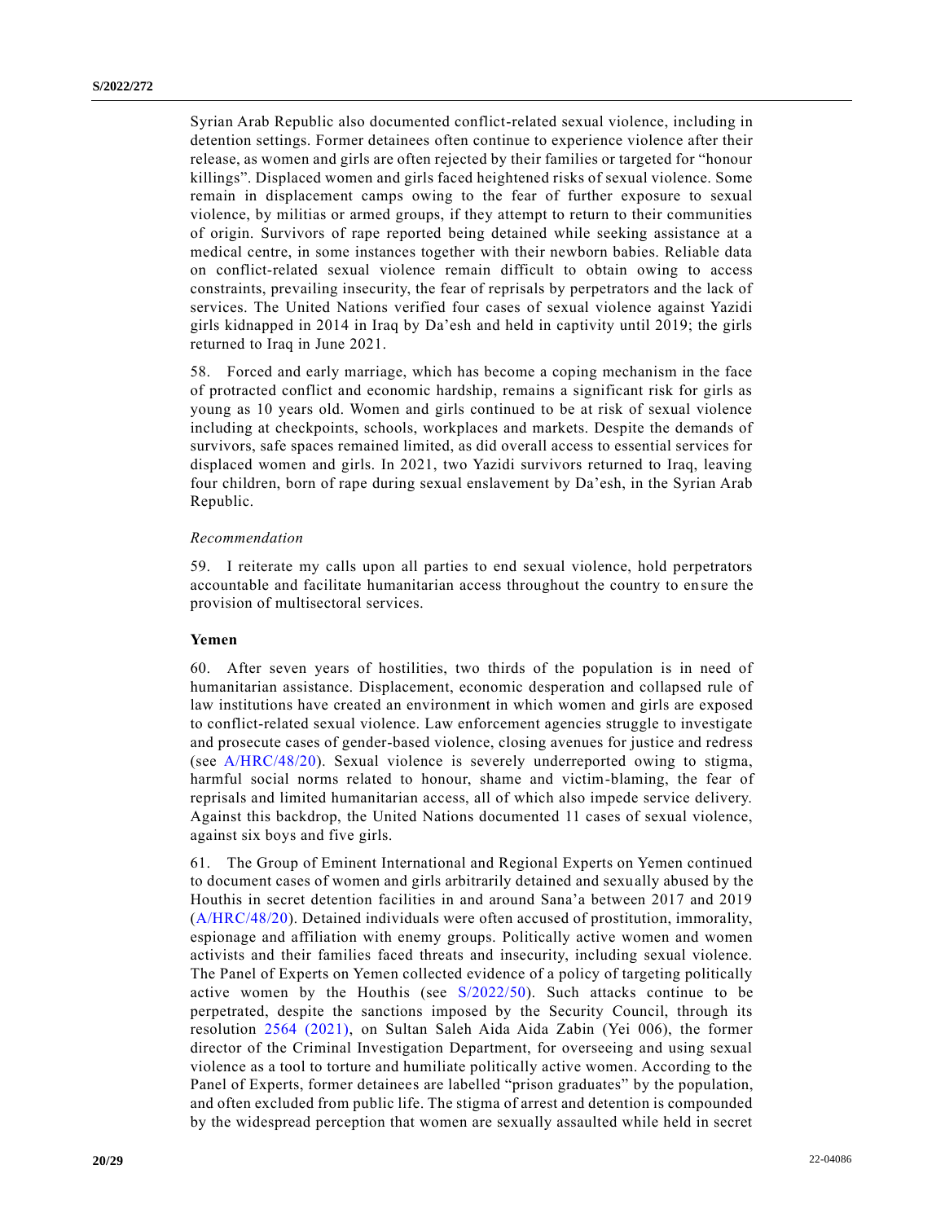Syrian Arab Republic also documented conflict-related sexual violence, including in detention settings. Former detainees often continue to experience violence after their release, as women and girls are often rejected by their families or targeted for "honour killings". Displaced women and girls faced heightened risks of sexual violence. Some remain in displacement camps owing to the fear of further exposure to sexual violence, by militias or armed groups, if they attempt to return to their communities of origin. Survivors of rape reported being detained while seeking assistance at a medical centre, in some instances together with their newborn babies. Reliable data on conflict-related sexual violence remain difficult to obtain owing to access constraints, prevailing insecurity, the fear of reprisals by perpetrators and the lack of services. The United Nations verified four cases of sexual violence against Yazidi girls kidnapped in 2014 in Iraq by Da'esh and held in captivity until 2019; the girls returned to Iraq in June 2021.

58. Forced and early marriage, which has become a coping mechanism in the face of protracted conflict and economic hardship, remains a significant risk for girls as young as 10 years old. Women and girls continued to be at risk of sexual violence including at checkpoints, schools, workplaces and markets. Despite the demands of survivors, safe spaces remained limited, as did overall access to essential services for displaced women and girls. In 2021, two Yazidi survivors returned to Iraq, leaving four children, born of rape during sexual enslavement by Da'esh, in the Syrian Arab Republic.

*Recommendation*

59. I reiterate my calls upon all parties to end sexual violence, hold perpetrators accountable and facilitate humanitarian access throughout the country to ensure the provision of multisectoral services.

**Yemen**

60. After seven years of hostilities, two thirds of the population is in need of humanitarian assistance. Displacement, economic desperation and collapsed rule of law institutions have created an environment in which women and girls are exposed to conflict-related sexual violence. Law enforcement agencies struggle to investigate and prosecute cases of gender-based violence, closing avenues for justice and redress (see A/HRC/48/20). Sexual violence is severely underreported owing to stigma, harmful social norms related to honour, shame and victim-blaming, the fear of reprisals and limited humanitarian access, all of which also impede service delivery. Against this backdrop, the United Nations documented 11 cases of sexual violence, against six boys and five girls.

61. The Group of Eminent International and Regional Experts on Yemen continued to document cases of women and girls arbitrarily detained and sexually abused by the Houthis in secret detention facilities in and around Sana'a between 2017 and 2019 (A/HRC/48/20). Detained individuals were often accused of prostitution, immorality, espionage and affiliation with enemy groups. Politically active women and women activists and their families faced threats and insecurity, including sexual violence. The Panel of Experts on Yemen collected evidence of a policy of targeting politically active women by the Houthis (see S/2022/50). Such attacks continue to be perpetrated, despite the sanctions imposed by the Security Council, through its resolution 2564 (2021), on Sultan Saleh Aida Aida Zabin (Yei 006), the former director of the Criminal Investigation Department, for overseeing and using sexual violence as a tool to torture and humiliate politically active women. According to the Panel of Experts, former detainees are labelled "prison graduates" by the population, and often excluded from public life. The stigma of arrest and detention is compounded by the widespread perception that women are sexually assaulted while held in secret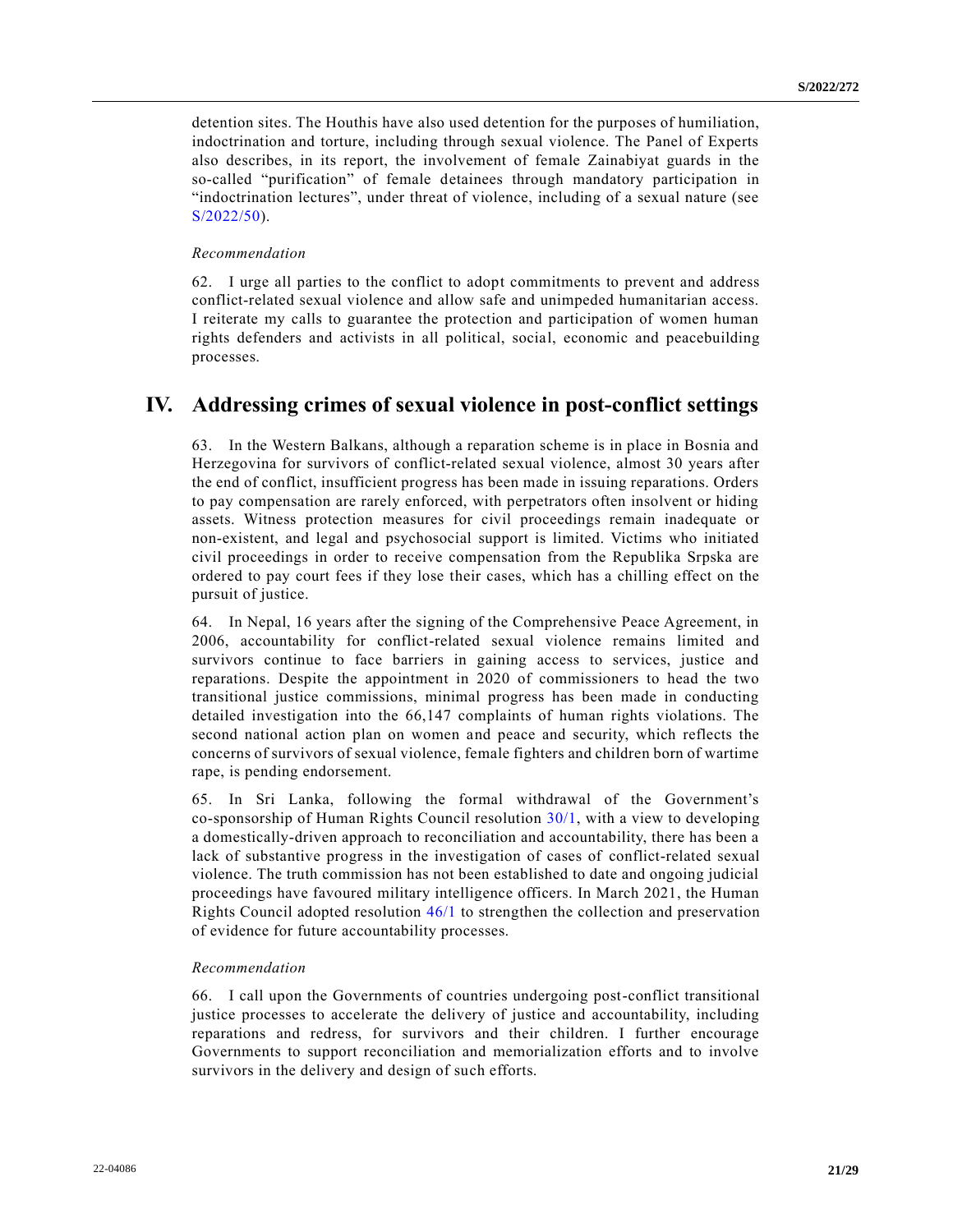detention sites. The Houthis have also used detention for the purposes of humiliation, indoctrination and torture, including through sexual violence. The Panel of Experts also describes, in its report, the involvement of female Zainabiyat guards in the so-called "purification" of female detainees through mandatory participation in "indoctrination lectures", under threat of violence, including of a sexual nature (see S/2022/50).

*Recommendation*

62. I urge all parties to the conflict to adopt commitments to prevent and address conflict-related sexual violence and allow safe and unimpeded humanitarian access. I reiterate my calls to guarantee the protection and participation of women human rights defenders and activists in all political, social, economic and peacebuilding processes.

# IV. Addressing crimes of sexual violence in post-conflict settings

63. In the Western Balkans, although a reparation scheme is in place in Bosnia and Herzegovina for survivors of conflict-related sexual violence, almost 30 years after the end of conflict, insufficient progress has been made in issuing reparations. Orders to pay compensation are rarely enforced, with perpetrators often insolvent or hiding assets. Witness protection measures for civil proceedings remain inadequate or non-existent, and legal and psychosocial support is limited. Victims who initiated civil proceedings in order to receive compensation from the Republika Srpska are ordered to pay court fees if they lose their cases, which has a chilling effect on the pursuit of justice.

64. In Nepal, 16 years after the signing of the Comprehensive Peace Agreement, in 2006, accountability for conflict-related sexual violence remains limited and survivors continue to face barriers in gaining access to services, justice and reparations. Despite the appointment in 2020 of commissioners to head the two transitional justice commissions, minimal progress has been made in conducting detailed investigation into the 66,147 complaints of human rights violations. The second national action plan on women and peace and security, which reflects the concerns of survivors of sexual violence, female fighters and children born of wartime rape, is pending endorsement.

65. In Sri Lanka, following the formal withdrawal of the Government's co-sponsorship of Human Rights Council resolution 30/1, with a view to developing a domestically-driven approach to reconciliation and accountability, there has been a lack of substantive progress in the investigation of cases of conflict-related sexual violence. The truth commission has not been established to date and ongoing judicial proceedings have favoured military intelligence officers. In March 2021, the Human Rights Council adopted resolution 46/1 to strengthen the collection and preservation of evidence for future accountability processes.

*Recommendation*

66. I call upon the Governments of countries undergoing post-conflict transitional justice processes to accelerate the delivery of justice and accountability, including reparations and redress, for survivors and their children. I further encourage Governments to support reconciliation and memorialization efforts and to involve survivors in the delivery and design of such efforts.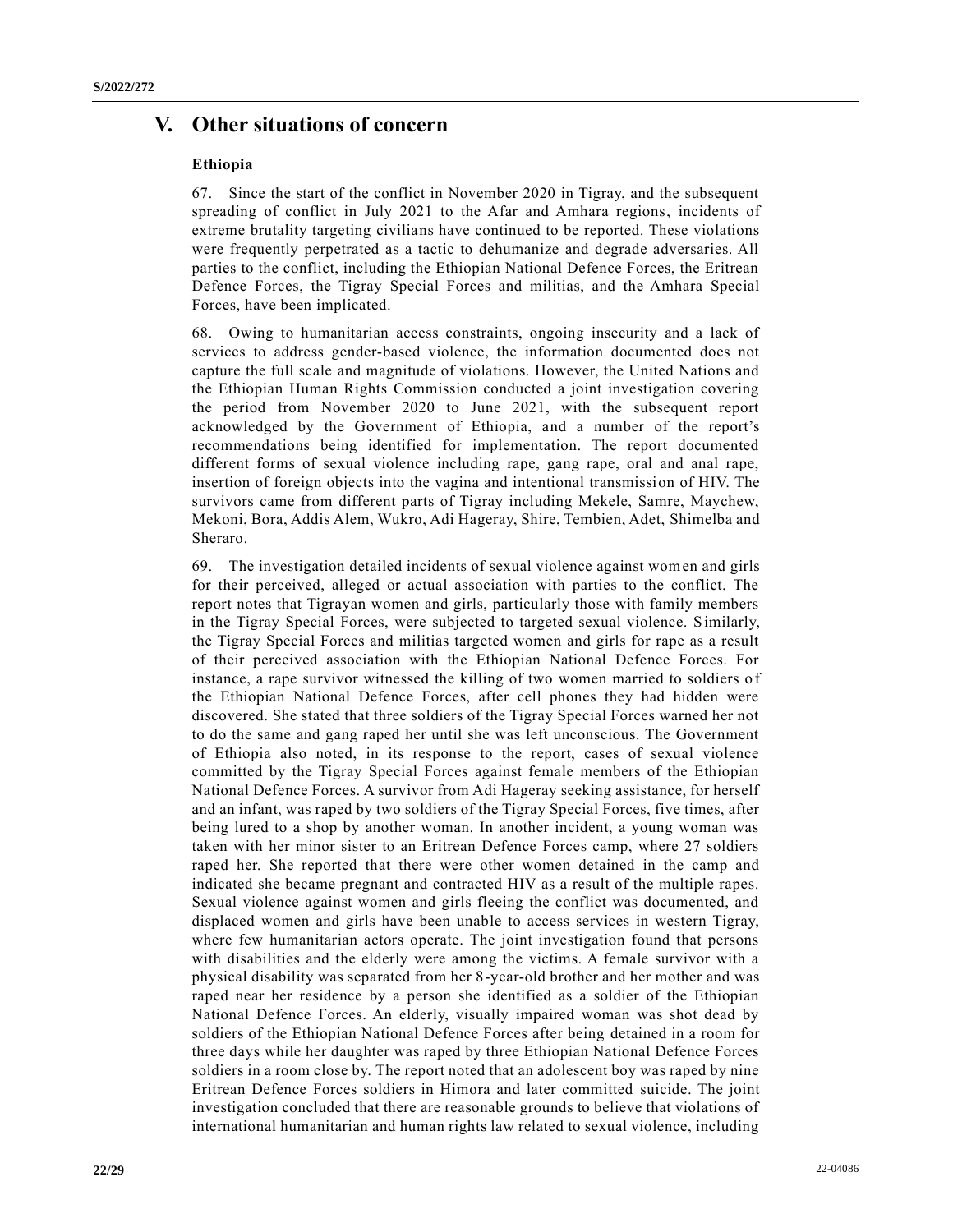# V. Other situations of concern

### Ethiopia

67. Since the start of the conflict in November 2020 in Tigray, and the subsequent spreading of conflict in July 2021 to the Afar and Amhara regions, incidents of extreme brutality targeting civilians have continued to be reported. These violations were frequently perpetrated as a tactic to dehumanize and degrade adversaries. All parties to the conflict, including the Ethiopian National Defence Forces, the Eritrean Defence Forces, the Tigray Special Forces and militias, and the Amhara Special Forces, have been implicated.

68. Owing to humanitarian access constraints, ongoing insecurity and a lack of services to address gender-based violence, the information documented does not capture the full scale and magnitude of violations. However, the United Nations and the Ethiopian Human Rights Commission conducted a joint investigation covering the period from November 2020 to June 2021, with the subsequent report acknowledged by the Government of Ethiopia, and a number of the report's recommendations being identified for implementation. The report documented different forms of sexual violence including rape, gang rape, oral and anal rape, insertion of foreign objects into the vagina and intentional transmission of HIV. The survivors came from different parts of Tigray including Mekele, Samre, Maychew, Mekoni, Bora, Addis Alem, Wukro, Adi Hageray, Shire, Tembien, Adet, Shimelba and Sheraro.

69. The investigation detailed incidents of sexual violence against women and girls for their perceived, alleged or actual association with parties to the conflict. The report notes that Tigrayan women and girls, particularly those with family members in the Tigray Special Forces, were subjected to targeted sexual violence. Similarly, the Tigray Special Forces and militias targeted women and girls for rape as a result of their perceived association with the Ethiopian National Defence Forces. For instance, a rape survivor witnessed the killing of two women married to soldiers of the Ethiopian National Defence Forces, after cell phones they had hidden were discovered. She stated that three soldiers of the Tigray Special Forces warned her not to do the same and gang raped her until she was left unconscious. The Government of Ethiopia also noted, in its response to the report, cases of sexual violence committed by the Tigray Special Forces against female members of the Ethiopian National Defence Forces. A survivor from Adi Hageray seeking assistance, for herself and an infant, was raped by two soldiers of the Tigray Special Forces, five times, after being lured to a shop by another woman. In another incident, a young woman was taken with her minor sister to an Eritrean Defence Forces camp, where 27 soldiers raped her. She reported that there were other women detained in the camp and indicated she became pregnant and contracted HIV as a result of the multiple rapes. Sexual violence against women and girls fleeing the conflict was documented, and displaced women and girls have been unable to access services in western Tigray, where few humanitarian actors operate. The joint investigation found that persons with disabilities and the elderly were among the victims. A female survivor with a physical disability was separated from her 8-year-old brother and her mother and was raped near her residence by a person she identified as a soldier of the Ethiopian National Defence Forces. An elderly, visually impaired woman was shot dead by soldiers of the Ethiopian National Defence Forces after being detained in a room for three days while her daughter was raped by three Ethiopian National Defence Forces soldiers in a room close by. The report noted that an adolescent boy was raped by nine Eritrean Defence Forces soldiers in Himora and later committed suicide. The joint investigation concluded that there are reasonable grounds to believe that violations of international humanitarian and human rights law related to sexual violence, including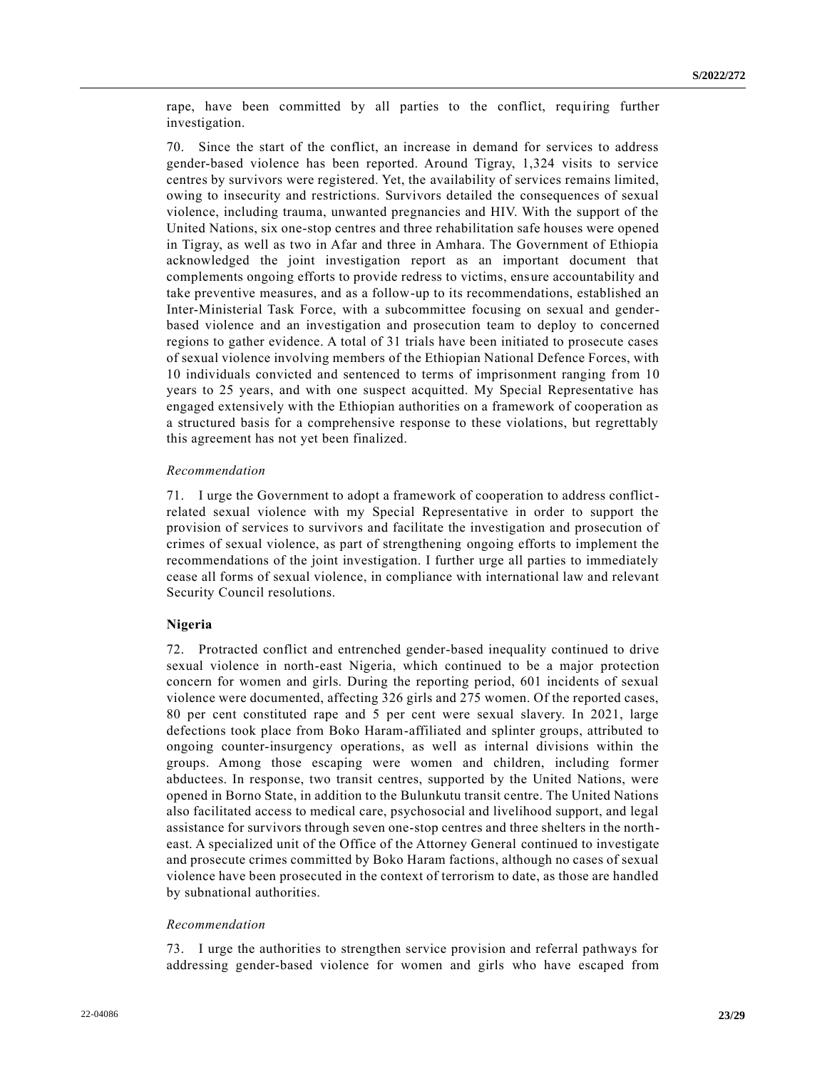rape, have been committed by all parties to the conflict, requiring further investigation.

70. Since the start of the conflict, an increase in demand for services to address gender-based violence has been reported. Around Tigray, 1,324 visits to service centres by survivors were registered. Yet, the availability of services remains limited, owing to insecurity and restrictions. Survivors detailed the consequences of sexual violence, including trauma, unwanted pregnancies and HIV. With the support of the United Nations, six one-stop centres and three rehabilitation safe houses were opened in Tigray, as well as two in Afar and three in Amhara. The Government of Ethiopia acknowledged the joint investigation report as an important document that complements ongoing efforts to provide redress to victims, ensure accountability and take preventive measures, and as a follow-up to its recommendations, established an Inter-Ministerial Task Force, with a subcommittee focusing on sexual and gender-based violence and an investigation and prosecution team to deploy to concerned regions to gather evidence. A total of 31 trials have been initiated to prosecute cases of sexual violence involving members of the Ethiopian National Defence Forces, with 10 individuals convicted and sentenced to terms of imprisonment ranging from 10 years to 25 years, and with one suspect acquitted. My Special Representative has engaged extensively with the Ethiopian authorities on a framework of cooperation as a structured basis for a comprehensive response to these violations, but regrettably this agreement has not yet been finalized.

*Recommendation*

71. I urge the Government to adopt a framework of cooperation to address conflict-related sexual violence with my Special Representative in order to support the provision of services to survivors and facilitate the investigation and prosecution of crimes of sexual violence, as part of strengthening ongoing efforts to implement the recommendations of the joint investigation. I further urge all parties to immediately cease all forms of sexual violence, in compliance with international law and relevant Security Council resolutions.

**Nigeria**

72. Protracted conflict and entrenched gender-based inequality continued to drive sexual violence in north-east Nigeria, which continued to be a major protection concern for women and girls. During the reporting period, 601 incidents of sexual violence were documented, affecting 326 girls and 275 women. Of the reported cases, 80 per cent constituted rape and 5 per cent were sexual slavery. In 2021, large defections took place from Boko Haram-affiliated and splinter groups, attributed to ongoing counter-insurgency operations, as well as internal divisions within the groups. Among those escaping were women and children, including former abductees. In response, two transit centres, supported by the United Nations, were opened in Borno State, in addition to the Bulunkutu transit centre. The United Nations also facilitated access to medical care, psychosocial and livelihood support, and legal assistance for survivors through seven one-stop centres and three shelters in the north-east. A specialized unit of the Office of the Attorney General continued to investigate and prosecute crimes committed by Boko Haram factions, although no cases of sexual violence have been prosecuted in the context of terrorism to date, as those are handled by subnational authorities.

*Recommendation*

73. I urge the authorities to strengthen service provision and referral pathways for addressing gender-based violence for women and girls who have escaped from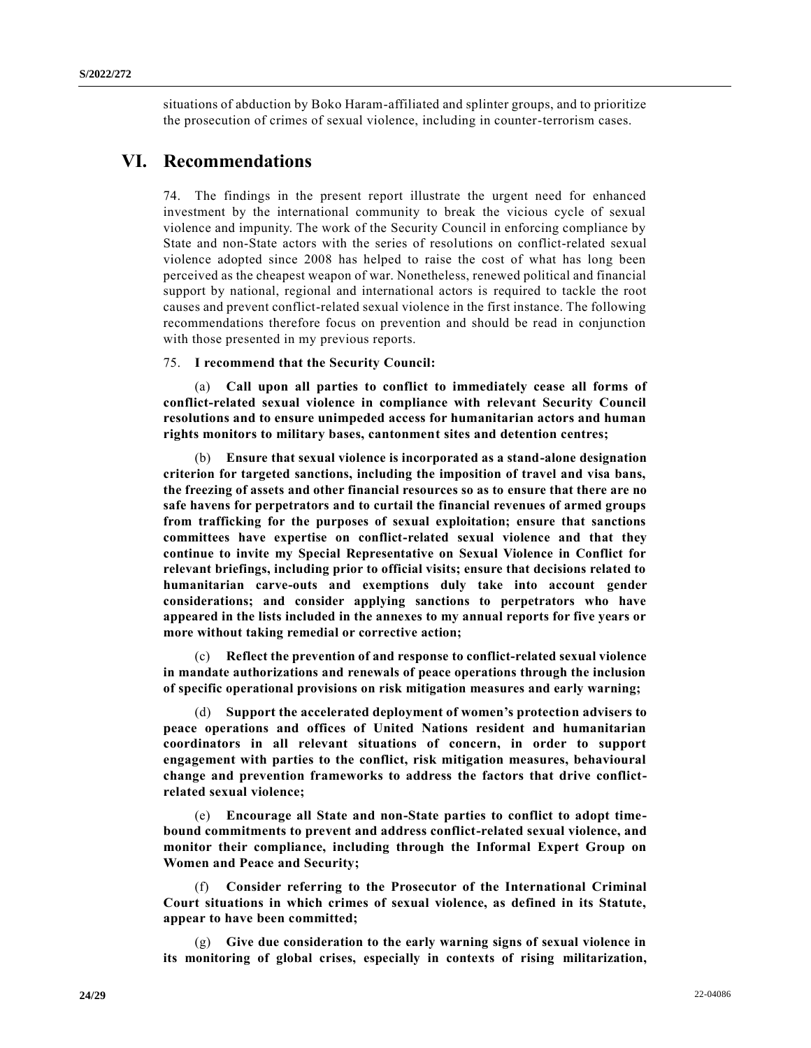situations of abduction by Boko Haram-affiliated and splinter groups, and to prioritize the prosecution of crimes of sexual violence, including in counter-terrorism cases.

## VI. Recommendations

74. The findings in the present report illustrate the urgent need for enhanced investment by the international community to break the vicious cycle of sexual violence and impunity. The work of the Security Council in enforcing compliance by State and non-State actors with the series of resolutions on conflict-related sexual violence adopted since 2008 has helped to raise the cost of what has long been perceived as the cheapest weapon of war. Nonetheless, renewed political and financial support by national, regional and international actors is required to tackle the root causes and prevent conflict-related sexual violence in the first instance. The following recommendations therefore focus on prevention and should be read in conjunction with those presented in my previous reports.

75. **I recommend that the Security Council:**

(a) **Call upon all parties to conflict to immediately cease all forms of conflict-related sexual violence in compliance with relevant Security Council resolutions and to ensure unimpeded access for humanitarian actors and human rights monitors to military bases, cantonment sites and detention centres;**

(b) **Ensure that sexual violence is incorporated as a stand-alone designation criterion for targeted sanctions, including the imposition of travel and visa bans, the freezing of assets and other financial resources so as to ensure that there are no safe havens for perpetrators and to curtail the financial revenues of armed groups from trafficking for the purposes of sexual exploitation; ensure that sanctions committees have expertise on conflict-related sexual violence and that they continue to invite my Special Representative on Sexual Violence in Conflict for relevant briefings, including prior to official visits; ensure that decisions related to humanitarian carve-outs and exemptions duly take into account gender considerations; and consider applying sanctions to perpetrators who have appeared in the lists included in the annexes to my annual reports for five years or more without taking remedial or corrective action;**

(c) **Reflect the prevention of and response to conflict-related sexual violence in mandate authorizations and renewals of peace operations through the inclusion of specific operational provisions on risk mitigation measures and early warning;**

(d) **Support the accelerated deployment of women's protection advisers to peace operations and offices of United Nations resident and humanitarian coordinators in all relevant situations of concern, in order to support engagement with parties to the conflict, risk mitigation measures, behavioural change and prevention frameworks to address the factors that drive conflict-related sexual violence;**

(e) **Encourage all State and non-State parties to conflict to adopt time-bound commitments to prevent and address conflict-related sexual violence, and monitor their compliance, including through the Informal Expert Group on Women and Peace and Security;**

(f) **Consider referring to the Prosecutor of the International Criminal Court situations in which crimes of sexual violence, as defined in its Statute, appear to have been committed;**

(g) **Give due consideration to the early warning signs of sexual violence in its monitoring of global crises, especially in contexts of rising militarization,**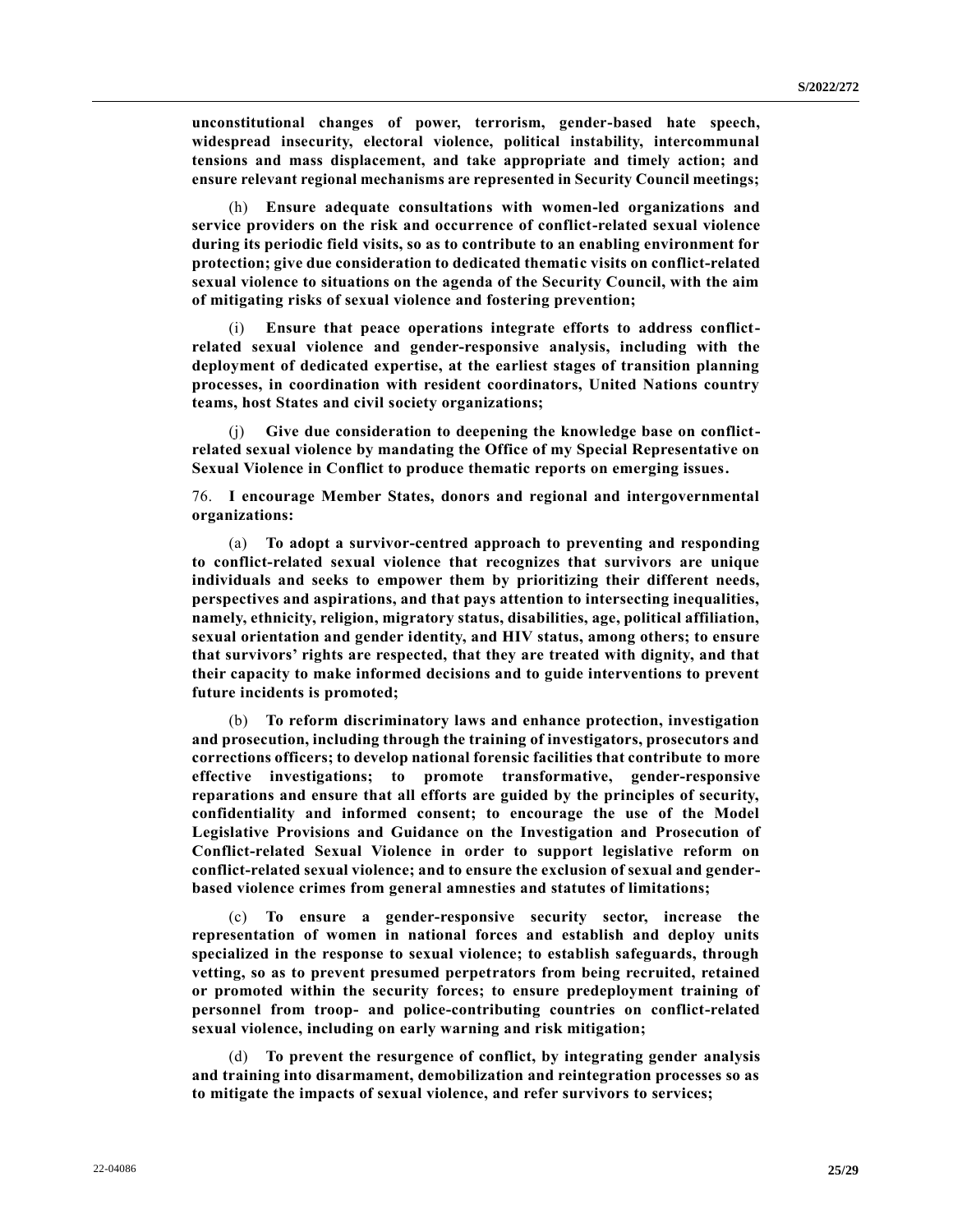**unconstitutional changes of power, terrorism, gender-based hate speech, widespread insecurity, electoral violence, political instability, intercommunal tensions and mass displacement, and take appropriate and timely action; and ensure relevant regional mechanisms are represented in Security Council meetings;**

(h) **Ensure adequate consultations with women-led organizations and service providers on the risk and occurrence of conflict-related sexual violence during its periodic field visits, so as to contribute to an enabling environment for protection; give due consideration to dedicated thematic visits on conflict-related sexual violence to situations on the agenda of the Security Council, with the aim of mitigating risks of sexual violence and fostering prevention;**

(i) **Ensure that peace operations integrate efforts to address conflict-related sexual violence and gender-responsive analysis, including with the deployment of dedicated expertise, at the earliest stages of transition planning processes, in coordination with resident coordinators, United Nations country teams, host States and civil society organizations;**

(j) **Give due consideration to deepening the knowledge base on conflict-related sexual violence by mandating the Office of my Special Representative on Sexual Violence in Conflict to produce thematic reports on emerging issues.**

76. **I encourage Member States, donors and regional and intergovernmental organizations:**

(a) **To adopt a survivor-centred approach to preventing and responding to conflict-related sexual violence that recognizes that survivors are unique individuals and seeks to empower them by prioritizing their different needs, perspectives and aspirations, and that pays attention to intersecting inequalities, namely, ethnicity, religion, migratory status, disabilities, age, political affiliation, sexual orientation and gender identity, and HIV status, among others; to ensure that survivors' rights are respected, that they are treated with dignity, and that their capacity to make informed decisions and to guide interventions to prevent future incidents is promoted;**

(b) **To reform discriminatory laws and enhance protection, investigation and prosecution, including through the training of investigators, prosecutors and corrections officers; to develop national forensic facilities that contribute to more effective investigations; to promote transformative, gender-responsive reparations and ensure that all efforts are guided by the principles of security, confidentiality and informed consent; to encourage the use of the Model Legislative Provisions and Guidance on the Investigation and Prosecution of Conflict-related Sexual Violence in order to support legislative reform on conflict-related sexual violence; and to ensure the exclusion of sexual and gender-based violence crimes from general amnesties and statutes of limitations;**

(c) **To ensure a gender-responsive security sector, increase the representation of women in national forces and establish and deploy units specialized in the response to sexual violence; to establish safeguards, through vetting, so as to prevent presumed perpetrators from being recruited, retained or promoted within the security forces; to ensure predeployment training of personnel from troop- and police-contributing countries on conflict-related sexual violence, including on early warning and risk mitigation;**

(d) **To prevent the resurgence of conflict, by integrating gender analysis and training into disarmament, demobilization and reintegration processes so as to mitigate the impacts of sexual violence, and refer survivors to services;**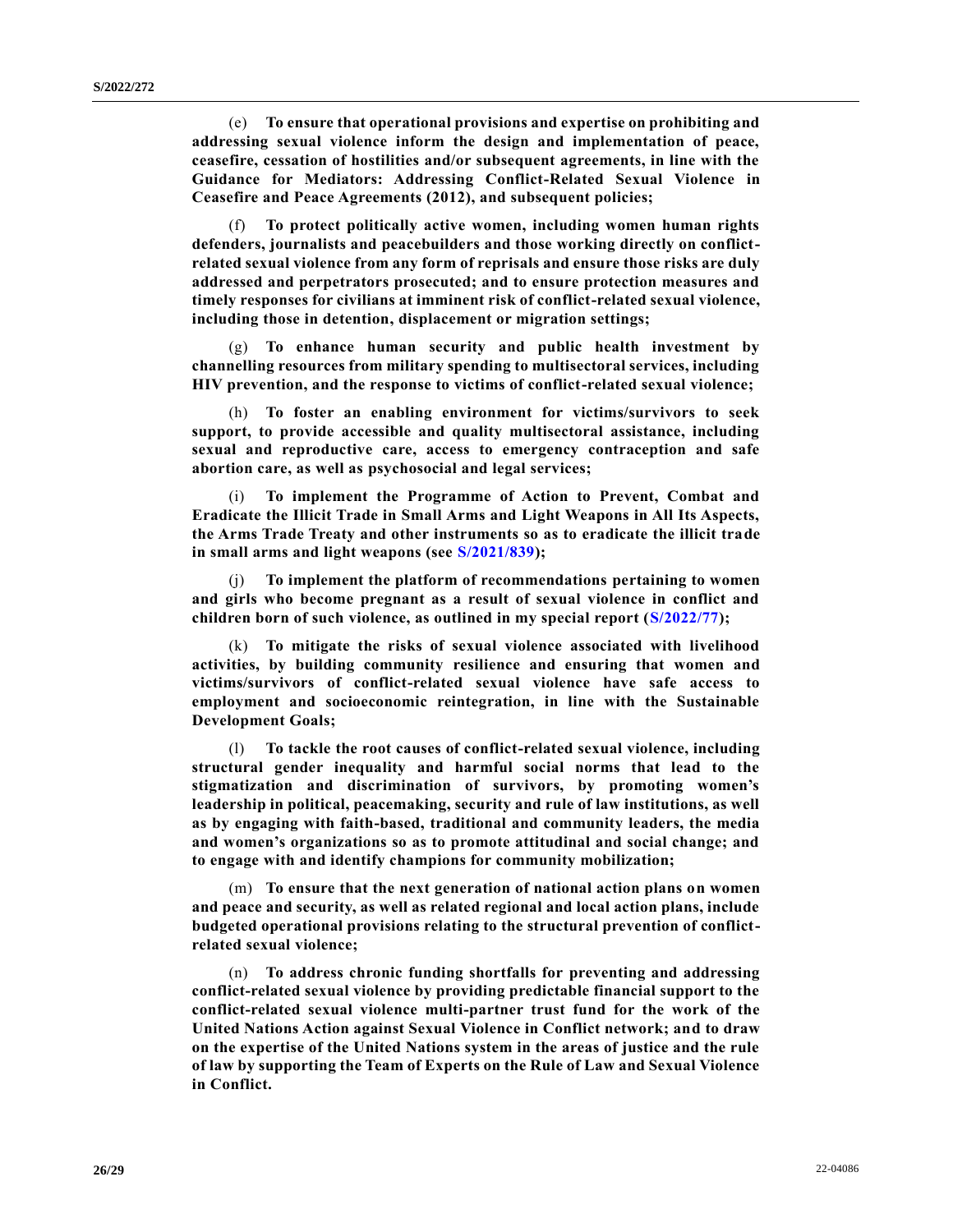(e) **To ensure that operational provisions and expertise on prohibiting and addressing sexual violence inform the design and implementation of peace, ceasefire, cessation of hostilities and/or subsequent agreements, in line with the Guidance for Mediators: Addressing Conflict-Related Sexual Violence in Ceasefire and Peace Agreements (2012), and subsequent policies;**

(f) **To protect politically active women, including women human rights defenders, journalists and peacebuilders and those working directly on conflict-related sexual violence from any form of reprisals and ensure those risks are duly addressed and perpetrators prosecuted; and to ensure protection measures and timely responses for civilians at imminent risk of conflict-related sexual violence, including those in detention, displacement or migration settings;**

(g) **To enhance human security and public health investment by channelling resources from military spending to multisectoral services, including HIV prevention, and the response to victims of conflict-related sexual violence;**

(h) **To foster an enabling environment for victims/survivors to seek support, to provide accessible and quality multisectoral assistance, including sexual and reproductive care, access to emergency contraception and safe abortion care, as well as psychosocial and legal services;**

(i) **To implement the Programme of Action to Prevent, Combat and Eradicate the Illicit Trade in Small Arms and Light Weapons in All Its Aspects, the Arms Trade Treaty and other instruments so as to eradicate the illicit trade in small arms and light weapons (see S/2021/839);**

(j) **To implement the platform of recommendations pertaining to women and girls who become pregnant as a result of sexual violence in conflict and children born of such violence, as outlined in my special report (S/2022/77);**

(k) **To mitigate the risks of sexual violence associated with livelihood activities, by building community resilience and ensuring that women and victims/survivors of conflict-related sexual violence have safe access to employment and socioeconomic reintegration, in line with the Sustainable Development Goals;**

(l) **To tackle the root causes of conflict-related sexual violence, including structural gender inequality and harmful social norms that lead to the stigmatization and discrimination of survivors, by promoting women's leadership in political, peacemaking, security and rule of law institutions, as well as by engaging with faith-based, traditional and community leaders, the media and women's organizations so as to promote attitudinal and social change; and to engage with and identify champions for community mobilization;**

(m) **To ensure that the next generation of national action plans on women and peace and security, as well as related regional and local action plans, include budgeted operational provisions relating to the structural prevention of conflict-related sexual violence;**

(n) **To address chronic funding shortfalls for preventing and addressing conflict-related sexual violence by providing predictable financial support to the conflict-related sexual violence multi-partner trust fund for the work of the United Nations Action against Sexual Violence in Conflict network; and to draw on the expertise of the United Nations system in the areas of justice and the rule of law by supporting the Team of Experts on the Rule of Law and Sexual Violence in Conflict.**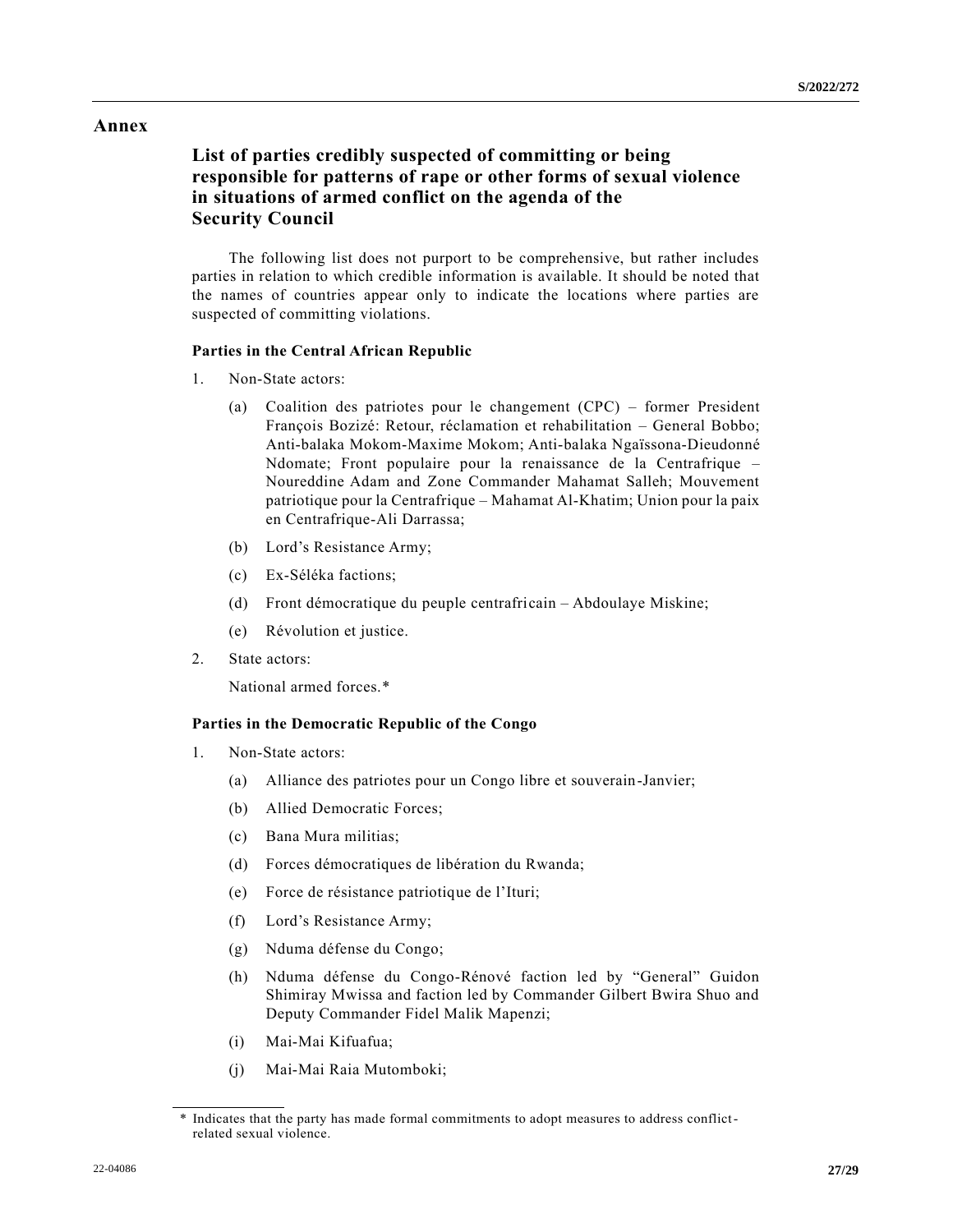# Annex

## List of parties credibly suspected of committing or being responsible for patterns of rape or other forms of sexual violence in situations of armed conflict on the agenda of the Security Council

The following list does not purport to be comprehensive, but rather includes parties in relation to which credible information is available. It should be noted that the names of countries appear only to indicate the locations where parties are suspected of committing violations.

### Parties in the Central African Republic

1. Non-State actors:

   (a) Coalition des patriotes pour le changement (CPC) – former President François Bozizé: Retour, réclamation et rehabilitation – General Bobbo; Anti-balaka Mokom-Maxime Mokom; Anti-balaka Ngaïssona-Dieudonné Ndomate; Front populaire pour la renaissance de la Centrafrique – Noureddine Adam and Zone Commander Mahamat Salleh; Mouvement patriotique pour la Centrafrique – Mahamat Al-Khatim; Union pour la paix en Centrafrique-Ali Darrassa;

   (b) Lord's Resistance Army;

   (c) Ex-Séléka factions;

   (d) Front démocratique du peuple centrafricain – Abdoulaye Miskine;

   (e) Révolution et justice.

2. State actors:

   National armed forces.*

### Parties in the Democratic Republic of the Congo

1. Non-State actors:

   (a) Alliance des patriotes pour un Congo libre et souverain-Janvier;

   (b) Allied Democratic Forces;

   (c) Bana Mura militias;

   (d) Forces démocratiques de libération du Rwanda;

   (e) Force de résistance patriotique de l'Ituri;

   (f) Lord's Resistance Army;

   (g) Nduma défense du Congo;

   (h) Nduma défense du Congo-Rénové faction led by "General" Guidon Shimiray Mwissa and faction led by Commander Gilbert Bwira Shuo and Deputy Commander Fidel Malik Mapenzi;

   (i) Mai-Mai Kifuafua;

   (j) Mai-Mai Raia Mutomboki;

---

* Indicates that the party has made formal commitments to adopt measures to address conflict-related sexual violence.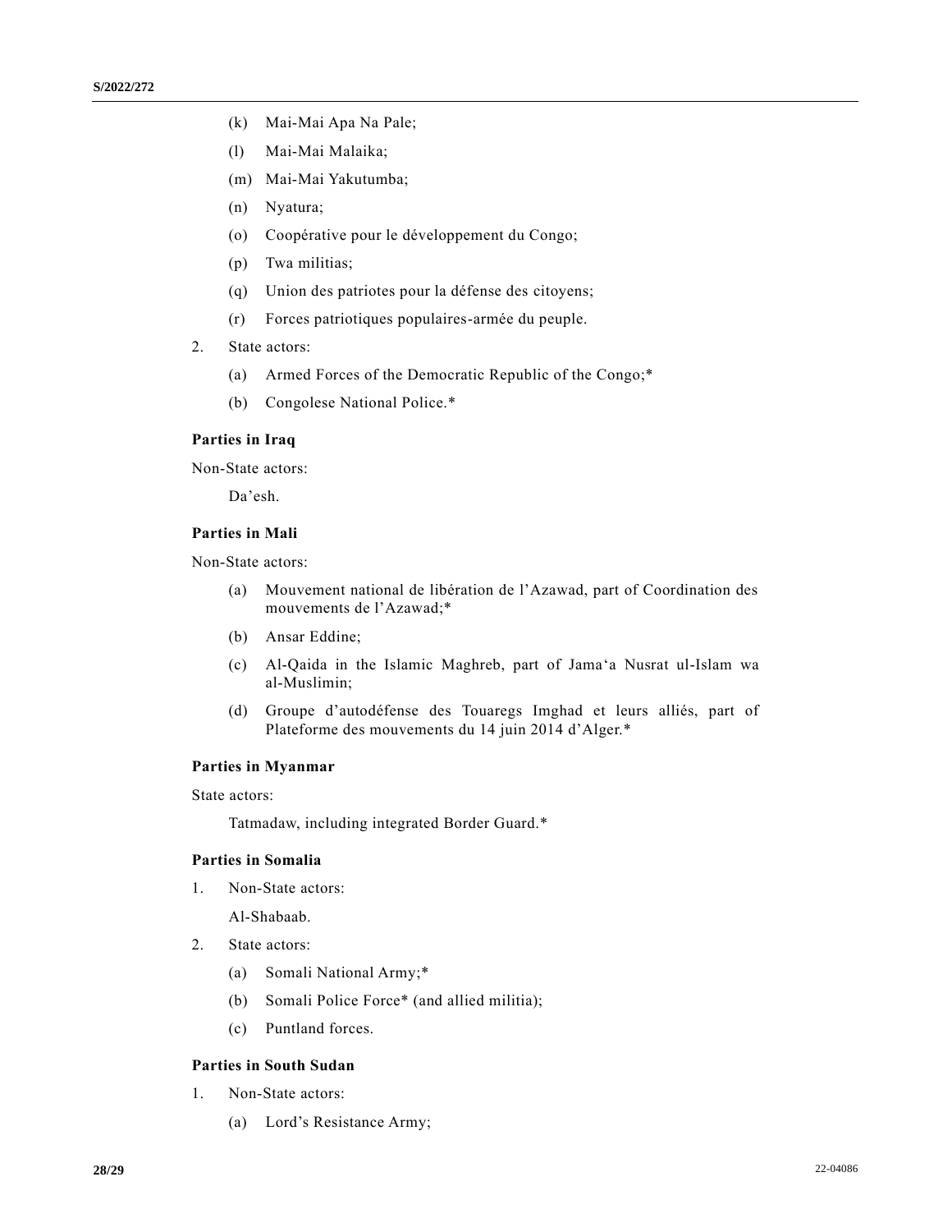(k) Mai-Mai Apa Na Pale;

(l) Mai-Mai Malaika;

(m) Mai-Mai Yakutumba;

(n) Nyatura;

(o) Coopérative pour le développement du Congo;

(p) Twa militias;

(q) Union des patriotes pour la défense des citoyens;

(r) Forces patriotiques populaires-armée du peuple.

2. State actors:

(a) Armed Forces of the Democratic Republic of the Congo;*

(b) Congolese National Police.*

**Parties in Iraq**

Non-State actors:

Da'esh.

**Parties in Mali**

Non-State actors:

(a) Mouvement national de libération de l'Azawad, part of Coordination des mouvements de l'Azawad;*

(b) Ansar Eddine;

(c) Al-Qaida in the Islamic Maghreb, part of Jama'a Nusrat ul-Islam wa al-Muslimin;

(d) Groupe d'autodéfense des Touaregs Imghad et leurs alliés, part of Plateforme des mouvements du 14 juin 2014 d'Alger.*

**Parties in Myanmar**

State actors:

Tatmadaw, including integrated Border Guard.*

**Parties in Somalia**

1. Non-State actors:

Al-Shabaab.

2. State actors:

(a) Somali National Army;*

(b) Somali Police Force* (and allied militia);

(c) Puntland forces.

**Parties in South Sudan**

1. Non-State actors:

(a) Lord's Resistance Army;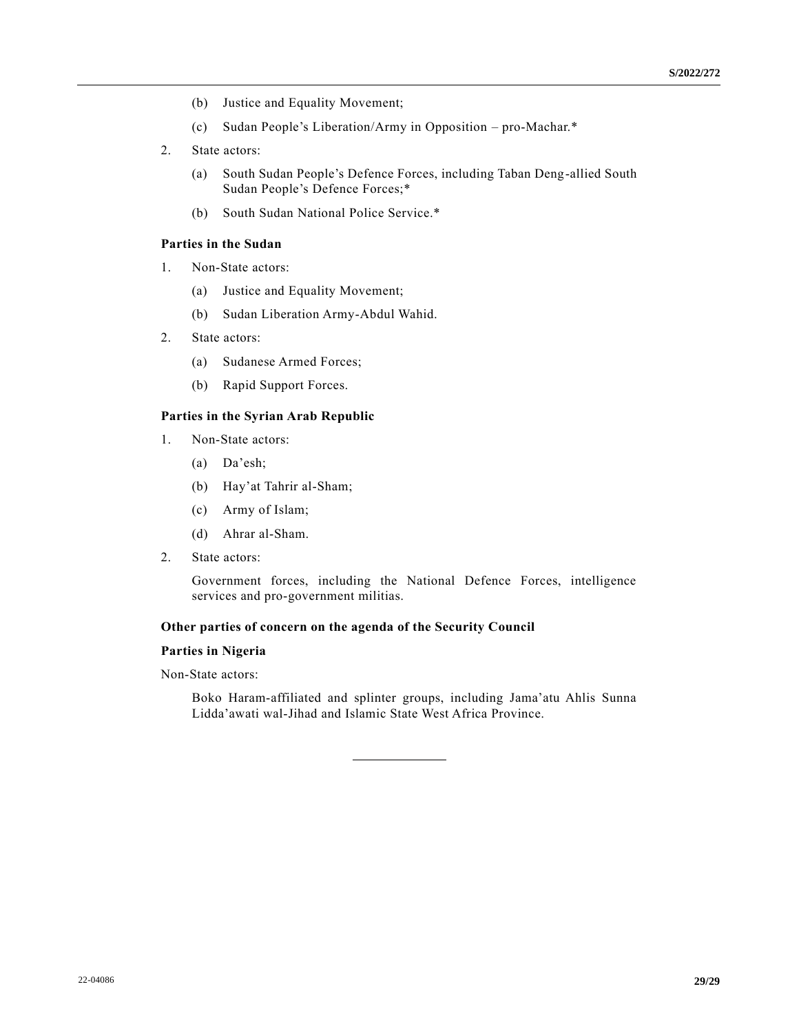(b) Justice and Equality Movement;

(c) Sudan People's Liberation/Army in Opposition – pro-Machar.*

2. State actors:

(a) South Sudan People's Defence Forces, including Taban Deng-allied South Sudan People's Defence Forces;*

(b) South Sudan National Police Service.*

**Parties in the Sudan**

1. Non-State actors:

(a) Justice and Equality Movement;

(b) Sudan Liberation Army-Abdul Wahid.

2. State actors:

(a) Sudanese Armed Forces;

(b) Rapid Support Forces.

**Parties in the Syrian Arab Republic**

1. Non-State actors:

(a) Da'esh;

(b) Hay'at Tahrir al-Sham;

(c) Army of Islam;

(d) Ahrar al-Sham.

2. State actors:

Government forces, including the National Defence Forces, intelligence services and pro-government militias.

**Other parties of concern on the agenda of the Security Council**

**Parties in Nigeria**

Non-State actors:

Boko Haram-affiliated and splinter groups, including Jama'atu Ahlis Sunna Lidda'awati wal-Jihad and Islamic State West Africa Province.